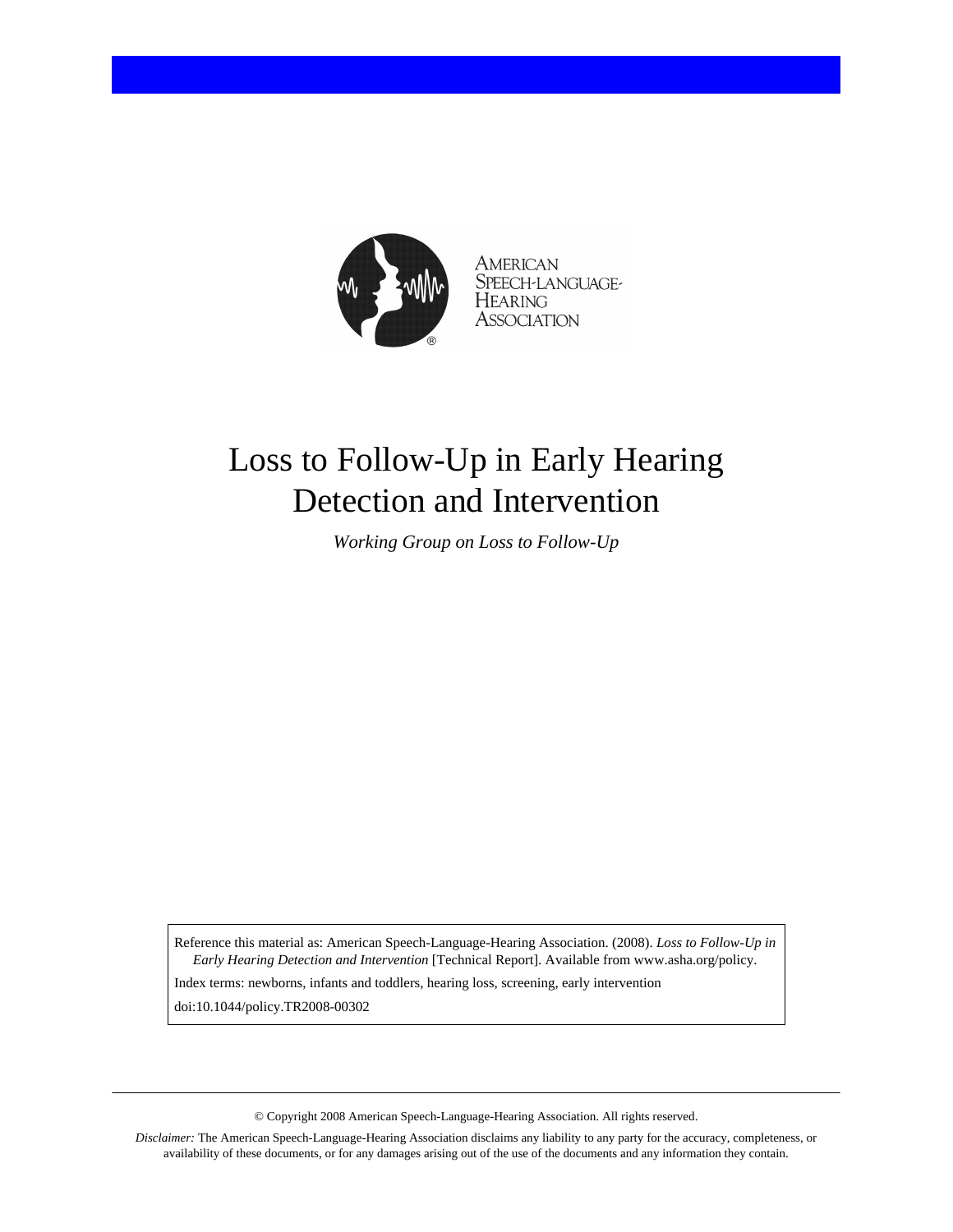American Speech-Language-Hearing Association

# Loss to Follow-Up in Early Hearing Detection and Intervention

*Working Group on Loss to Follow-Up*

Reference this material as: American Speech-Language-Hearing Association. (2008). *Loss to Follow-Up in Early Hearing Detection and Intervention* [Technical Report]. Available from www.asha.org/policy.

Index terms: newborns, infants and toddlers, hearing loss, screening, early intervention

doi:10.1044/policy.TR2008-00302

© Copyright 2008 American Speech-Language-Hearing Association. All rights reserved.

*Disclaimer:* The American Speech-Language-Hearing Association disclaims any liability to any party for the accuracy, completeness, or availability of these documents, or for any damages arising out of the use of the documents and any information they contain.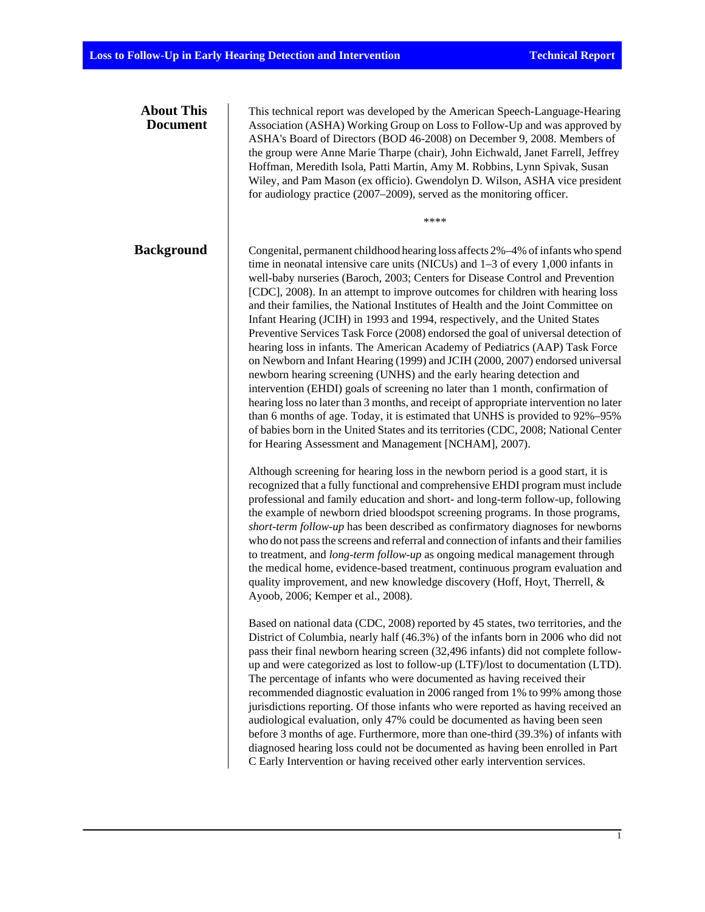## About This Document

This technical report was developed by the American Speech-Language-Hearing Association (ASHA) Working Group on Loss to Follow-Up and was approved by ASHA's Board of Directors (BOD 46-2008) on December 9, 2008. Members of the group were Anne Marie Tharpe (chair), John Eichwald, Janet Farrell, Jeffrey Hoffman, Meredith Isola, Patti Martin, Amy M. Robbins, Lynn Spivak, Susan Wiley, and Pam Mason (ex officio). Gwendolyn D. Wilson, ASHA vice president for audiology practice (2007–2009), served as the monitoring officer.

****

## Background

Congenital, permanent childhood hearing loss affects 2%–4% of infants who spend time in neonatal intensive care units (NICUs) and 1–3 of every 1,000 infants in well-baby nurseries (Baroch, 2003; Centers for Disease Control and Prevention [CDC], 2008). In an attempt to improve outcomes for children with hearing loss and their families, the National Institutes of Health and the Joint Committee on Infant Hearing (JCIH) in 1993 and 1994, respectively, and the United States Preventive Services Task Force (2008) endorsed the goal of universal detection of hearing loss in infants. The American Academy of Pediatrics (AAP) Task Force on Newborn and Infant Hearing (1999) and JCIH (2000, 2007) endorsed universal newborn hearing screening (UNHS) and the early hearing detection and intervention (EHDI) goals of screening no later than 1 month, confirmation of hearing loss no later than 3 months, and receipt of appropriate intervention no later than 6 months of age. Today, it is estimated that UNHS is provided to 92%–95% of babies born in the United States and its territories (CDC, 2008; National Center for Hearing Assessment and Management [NCHAM], 2007).

Although screening for hearing loss in the newborn period is a good start, it is recognized that a fully functional and comprehensive EHDI program must include professional and family education and short- and long-term follow-up, following the example of newborn dried bloodspot screening programs. In those programs, *short-term follow-up* has been described as confirmatory diagnoses for newborns who do not pass the screens and referral and connection of infants and their families to treatment, and *long-term follow-up* as ongoing medical management through the medical home, evidence-based treatment, continuous program evaluation and quality improvement, and new knowledge discovery (Hoff, Hoyt, Therrell, & Ayoob, 2006; Kemper et al., 2008).

Based on national data (CDC, 2008) reported by 45 states, two territories, and the District of Columbia, nearly half (46.3%) of the infants born in 2006 who did not pass their final newborn hearing screen (32,496 infants) did not complete follow-up and were categorized as lost to follow-up (LTF)/lost to documentation (LTD). The percentage of infants who were documented as having received their recommended diagnostic evaluation in 2006 ranged from 1% to 99% among those jurisdictions reporting. Of those infants who were reported as having received an audiological evaluation, only 47% could be documented as having been seen before 3 months of age. Furthermore, more than one-third (39.3%) of infants with diagnosed hearing loss could not be documented as having been enrolled in Part C Early Intervention or having received other early intervention services.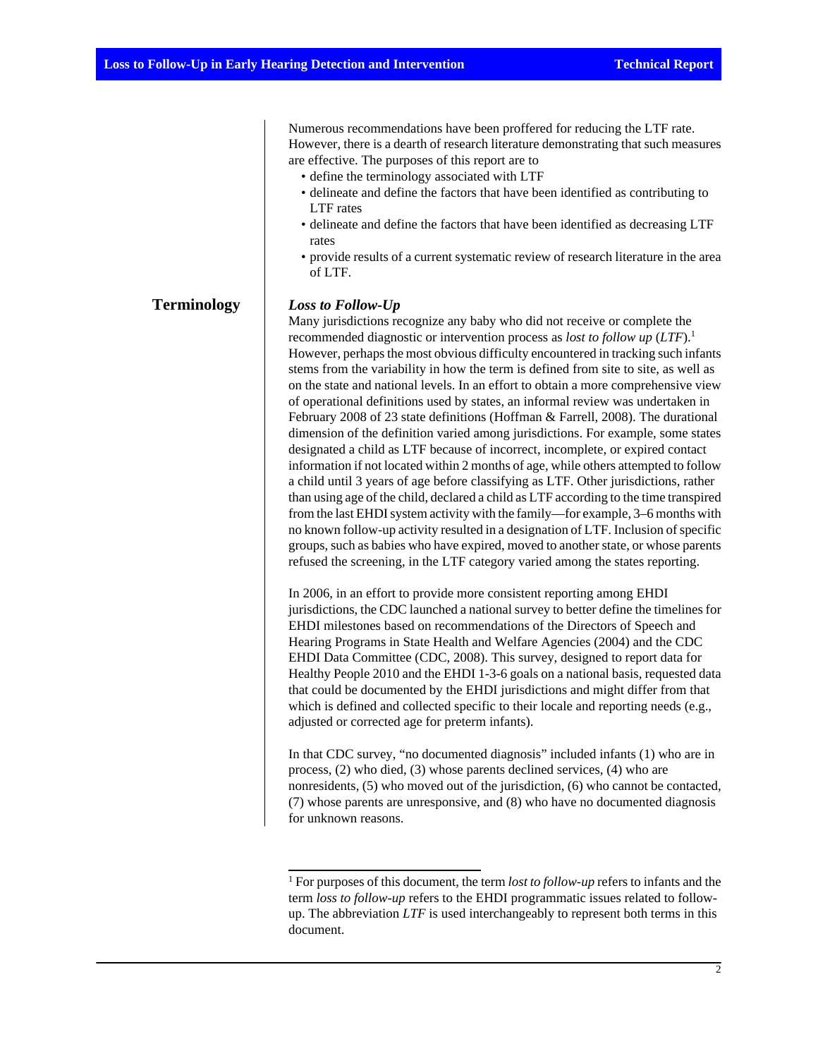Numerous recommendations have been proffered for reducing the LTF rate. However, there is a dearth of research literature demonstrating that such measures are effective. The purposes of this report are to

- define the terminology associated with LTF
- delineate and define the factors that have been identified as contributing to LTF rates
- delineate and define the factors that have been identified as decreasing LTF rates
- provide results of a current systematic review of research literature in the area of LTF.

## Terminology

### *Loss to Follow-Up*

Many jurisdictions recognize any baby who did not receive or complete the recommended diagnostic or intervention process as *lost to follow up* (*LTF*).[1] However, perhaps the most obvious difficulty encountered in tracking such infants stems from the variability in how the term is defined from site to site, as well as on the state and national levels. In an effort to obtain a more comprehensive view of operational definitions used by states, an informal review was undertaken in February 2008 of 23 state definitions (Hoffman & Farrell, 2008). The durational dimension of the definition varied among jurisdictions. For example, some states designated a child as LTF because of incorrect, incomplete, or expired contact information if not located within 2 months of age, while others attempted to follow a child until 3 years of age before classifying as LTF. Other jurisdictions, rather than using age of the child, declared a child as LTF according to the time transpired from the last EHDI system activity with the family—for example, 3–6 months with no known follow-up activity resulted in a designation of LTF. Inclusion of specific groups, such as babies who have expired, moved to another state, or whose parents refused the screening, in the LTF category varied among the states reporting.

In 2006, in an effort to provide more consistent reporting among EHDI jurisdictions, the CDC launched a national survey to better define the timelines for EHDI milestones based on recommendations of the Directors of Speech and Hearing Programs in State Health and Welfare Agencies (2004) and the CDC EHDI Data Committee (CDC, 2008). This survey, designed to report data for Healthy People 2010 and the EHDI 1-3-6 goals on a national basis, requested data that could be documented by the EHDI jurisdictions and might differ from that which is defined and collected specific to their locale and reporting needs (e.g., adjusted or corrected age for preterm infants).

In that CDC survey, "no documented diagnosis" included infants (1) who are in process, (2) who died, (3) whose parents declined services, (4) who are nonresidents, (5) who moved out of the jurisdiction, (6) who cannot be contacted, (7) whose parents are unresponsive, and (8) who have no documented diagnosis for unknown reasons.

---

[1] For purposes of this document, the term *lost to follow-up* refers to infants and the term *loss to follow-up* refers to the EHDI programmatic issues related to follow-up. The abbreviation *LTF* is used interchangeably to represent both terms in this document.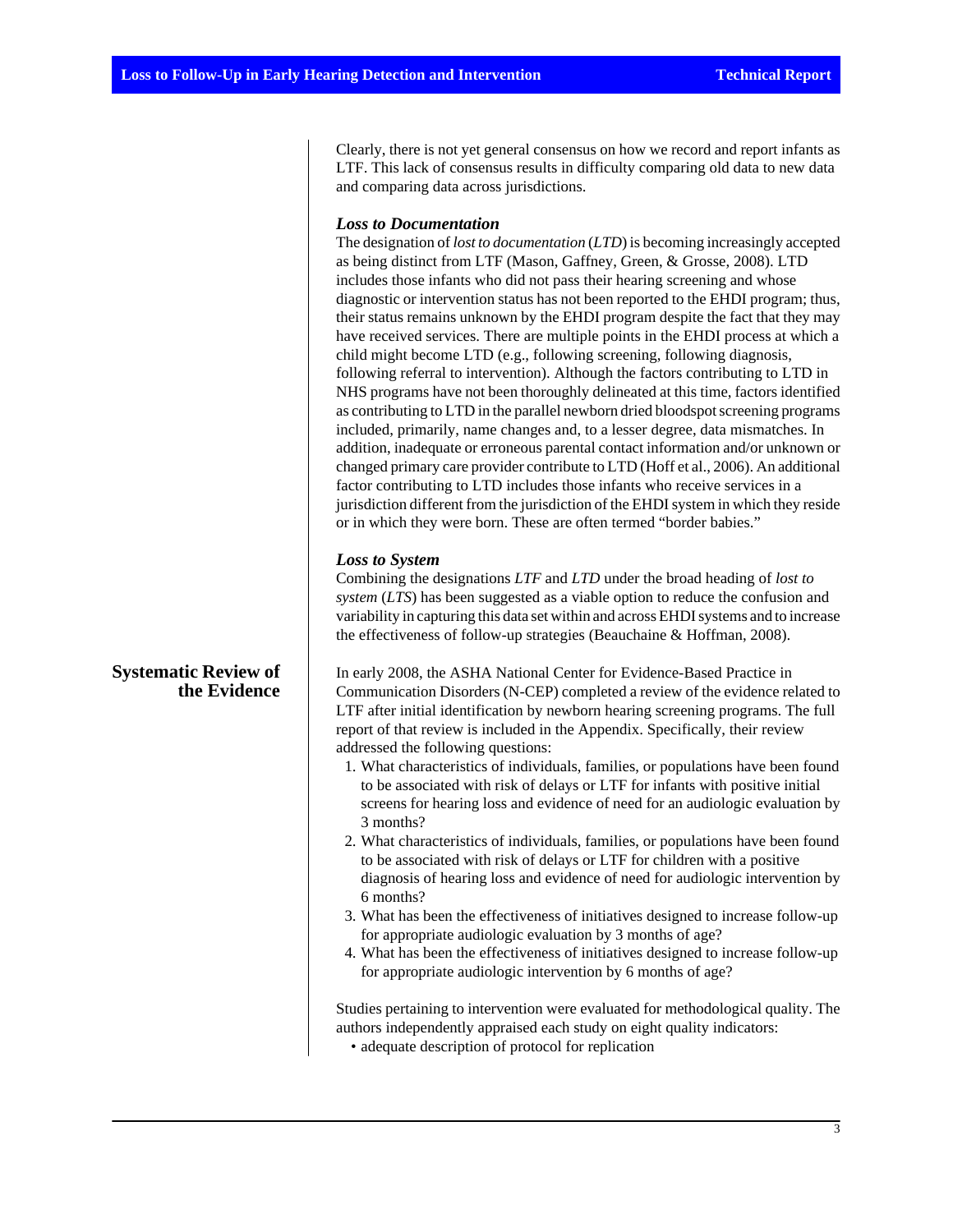Clearly, there is not yet general consensus on how we record and report infants as LTF. This lack of consensus results in difficulty comparing old data to new data and comparing data across jurisdictions.

### *Loss to Documentation*

The designation of *lost to documentation* (*LTD*) is becoming increasingly accepted as being distinct from LTF (Mason, Gaffney, Green, & Grosse, 2008). LTD includes those infants who did not pass their hearing screening and whose diagnostic or intervention status has not been reported to the EHDI program; thus, their status remains unknown by the EHDI program despite the fact that they may have received services. There are multiple points in the EHDI process at which a child might become LTD (e.g., following screening, following diagnosis, following referral to intervention). Although the factors contributing to LTD in NHS programs have not been thoroughly delineated at this time, factors identified as contributing to LTD in the parallel newborn dried bloodspot screening programs included, primarily, name changes and, to a lesser degree, data mismatches. In addition, inadequate or erroneous parental contact information and/or unknown or changed primary care provider contribute to LTD (Hoff et al., 2006). An additional factor contributing to LTD includes those infants who receive services in a jurisdiction different from the jurisdiction of the EHDI system in which they reside or in which they were born. These are often termed "border babies."

### *Loss to System*

Combining the designations *LTF* and *LTD* under the broad heading of *lost to system* (*LTS*) has been suggested as a viable option to reduce the confusion and variability in capturing this data set within and across EHDI systems and to increase the effectiveness of follow-up strategies (Beauchaine & Hoffman, 2008).

## Systematic Review of the Evidence

In early 2008, the ASHA National Center for Evidence-Based Practice in Communication Disorders (N-CEP) completed a review of the evidence related to LTF after initial identification by newborn hearing screening programs. The full report of that review is included in the Appendix. Specifically, their review addressed the following questions:

1. What characteristics of individuals, families, or populations have been found to be associated with risk of delays or LTF for infants with positive initial screens for hearing loss and evidence of need for an audiologic evaluation by 3 months?
2. What characteristics of individuals, families, or populations have been found to be associated with risk of delays or LTF for children with a positive diagnosis of hearing loss and evidence of need for audiologic intervention by 6 months?
3. What has been the effectiveness of initiatives designed to increase follow-up for appropriate audiologic evaluation by 3 months of age?
4. What has been the effectiveness of initiatives designed to increase follow-up for appropriate audiologic intervention by 6 months of age?

Studies pertaining to intervention were evaluated for methodological quality. The authors independently appraised each study on eight quality indicators:

- adequate description of protocol for replication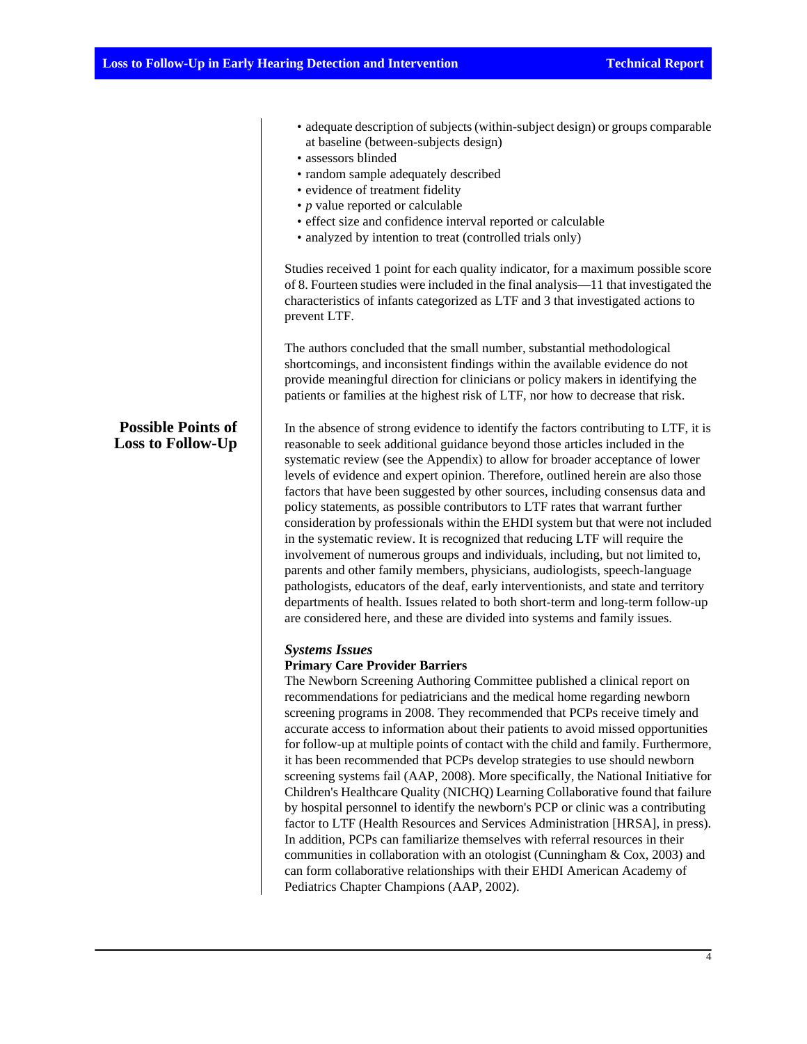- adequate description of subjects (within-subject design) or groups comparable at baseline (between-subjects design)
- assessors blinded
- random sample adequately described
- evidence of treatment fidelity
- *p* value reported or calculable
- effect size and confidence interval reported or calculable
- analyzed by intention to treat (controlled trials only)

Studies received 1 point for each quality indicator, for a maximum possible score of 8. Fourteen studies were included in the final analysis—11 that investigated the characteristics of infants categorized as LTF and 3 that investigated actions to prevent LTF.

The authors concluded that the small number, substantial methodological shortcomings, and inconsistent findings within the available evidence do not provide meaningful direction for clinicians or policy makers in identifying the patients or families at the highest risk of LTF, nor how to decrease that risk.

## Possible Points of Loss to Follow-Up

In the absence of strong evidence to identify the factors contributing to LTF, it is reasonable to seek additional guidance beyond those articles included in the systematic review (see the Appendix) to allow for broader acceptance of lower levels of evidence and expert opinion. Therefore, outlined herein are also those factors that have been suggested by other sources, including consensus data and policy statements, as possible contributors to LTF rates that warrant further consideration by professionals within the EHDI system but that were not included in the systematic review. It is recognized that reducing LTF will require the involvement of numerous groups and individuals, including, but not limited to, parents and other family members, physicians, audiologists, speech-language pathologists, educators of the deaf, early interventionists, and state and territory departments of health. Issues related to both short-term and long-term follow-up are considered here, and these are divided into systems and family issues.

### *Systems Issues*

**Primary Care Provider Barriers**

The Newborn Screening Authoring Committee published a clinical report on recommendations for pediatricians and the medical home regarding newborn screening programs in 2008. They recommended that PCPs receive timely and accurate access to information about their patients to avoid missed opportunities for follow-up at multiple points of contact with the child and family. Furthermore, it has been recommended that PCPs develop strategies to use should newborn screening systems fail (AAP, 2008). More specifically, the National Initiative for Children's Healthcare Quality (NICHQ) Learning Collaborative found that failure by hospital personnel to identify the newborn's PCP or clinic was a contributing factor to LTF (Health Resources and Services Administration [HRSA], in press). In addition, PCPs can familiarize themselves with referral resources in their communities in collaboration with an otologist (Cunningham & Cox, 2003) and can form collaborative relationships with their EHDI American Academy of Pediatrics Chapter Champions (AAP, 2002).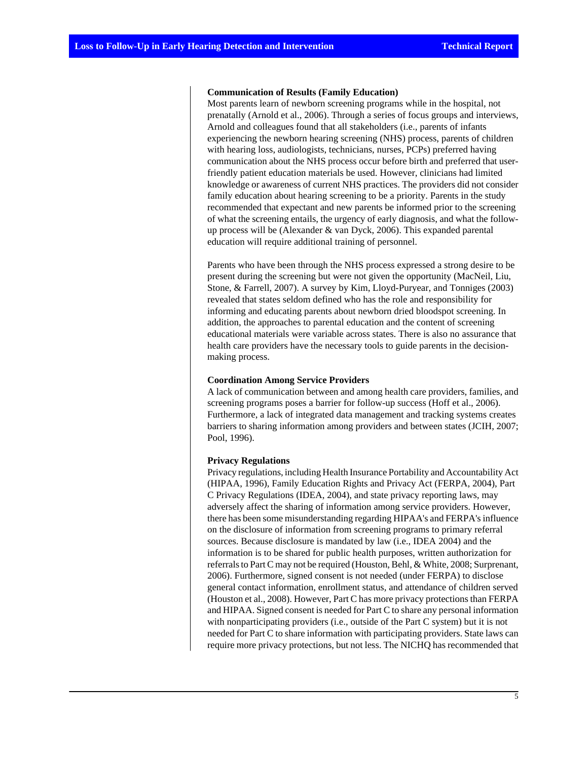### Communication of Results (Family Education)

Most parents learn of newborn screening programs while in the hospital, not prenatally (Arnold et al., 2006). Through a series of focus groups and interviews, Arnold and colleagues found that all stakeholders (i.e., parents of infants experiencing the newborn hearing screening (NHS) process, parents of children with hearing loss, audiologists, technicians, nurses, PCPs) preferred having communication about the NHS process occur before birth and preferred that user-friendly patient education materials be used. However, clinicians had limited knowledge or awareness of current NHS practices. The providers did not consider family education about hearing screening to be a priority. Parents in the study recommended that expectant and new parents be informed prior to the screening of what the screening entails, the urgency of early diagnosis, and what the follow-up process will be (Alexander & van Dyck, 2006). This expanded parental education will require additional training of personnel.

Parents who have been through the NHS process expressed a strong desire to be present during the screening but were not given the opportunity (MacNeil, Liu, Stone, & Farrell, 2007). A survey by Kim, Lloyd-Puryear, and Tonniges (2003) revealed that states seldom defined who has the role and responsibility for informing and educating parents about newborn dried bloodspot screening. In addition, the approaches to parental education and the content of screening educational materials were variable across states. There is also no assurance that health care providers have the necessary tools to guide parents in the decision-making process.

### Coordination Among Service Providers

A lack of communication between and among health care providers, families, and screening programs poses a barrier for follow-up success (Hoff et al., 2006). Furthermore, a lack of integrated data management and tracking systems creates barriers to sharing information among providers and between states (JCIH, 2007; Pool, 1996).

### Privacy Regulations

Privacy regulations, including Health Insurance Portability and Accountability Act (HIPAA, 1996), Family Education Rights and Privacy Act (FERPA, 2004), Part C Privacy Regulations (IDEA, 2004), and state privacy reporting laws, may adversely affect the sharing of information among service providers. However, there has been some misunderstanding regarding HIPAA's and FERPA's influence on the disclosure of information from screening programs to primary referral sources. Because disclosure is mandated by law (i.e., IDEA 2004) and the information is to be shared for public health purposes, written authorization for referrals to Part C may not be required (Houston, Behl, & White, 2008; Surprenant, 2006). Furthermore, signed consent is not needed (under FERPA) to disclose general contact information, enrollment status, and attendance of children served (Houston et al., 2008). However, Part C has more privacy protections than FERPA and HIPAA. Signed consent is needed for Part C to share any personal information with nonparticipating providers (i.e., outside of the Part C system) but it is not needed for Part C to share information with participating providers. State laws can require more privacy protections, but not less. The NICHQ has recommended that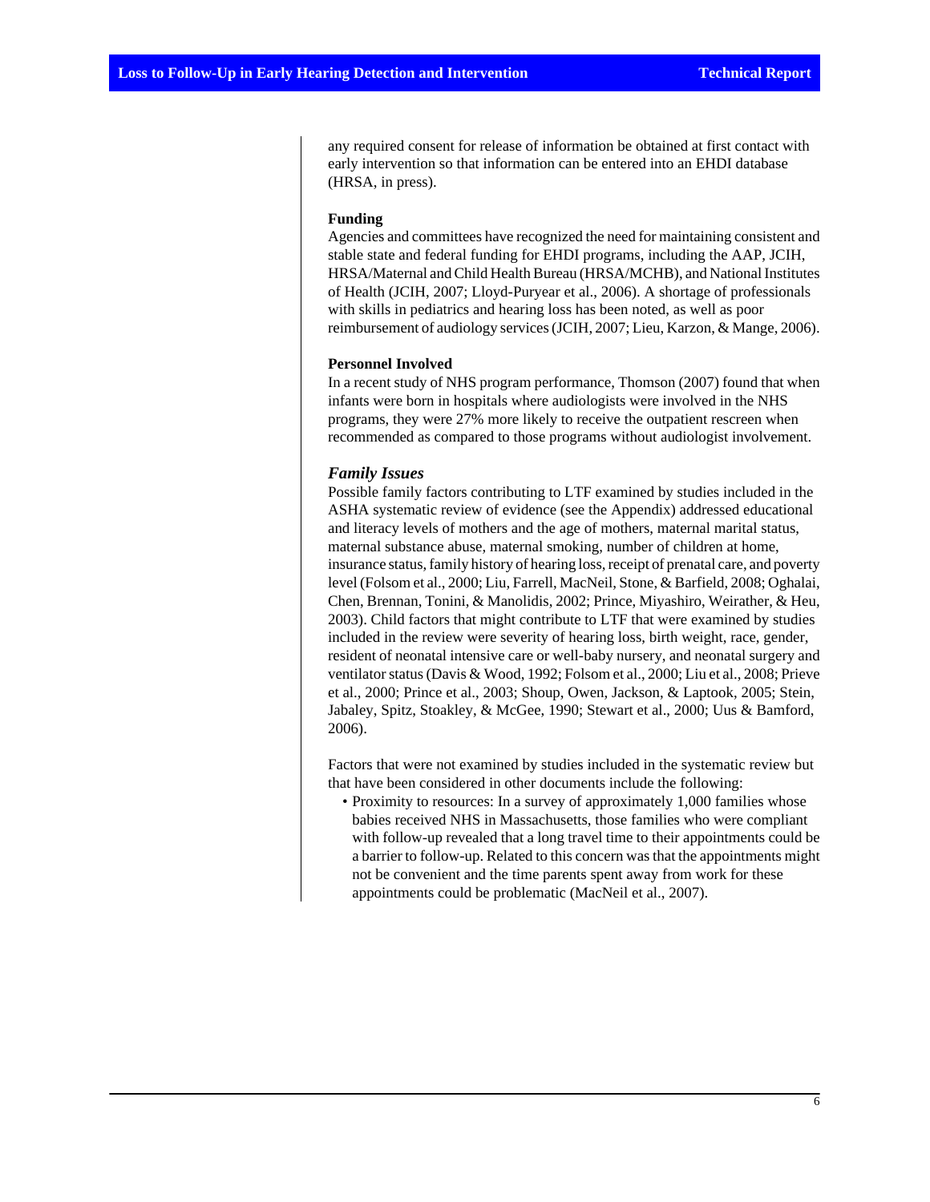any required consent for release of information be obtained at first contact with early intervention so that information can be entered into an EHDI database (HRSA, in press).

**Funding**

Agencies and committees have recognized the need for maintaining consistent and stable state and federal funding for EHDI programs, including the AAP, JCIH, HRSA/Maternal and Child Health Bureau (HRSA/MCHB), and National Institutes of Health (JCIH, 2007; Lloyd-Puryear et al., 2006). A shortage of professionals with skills in pediatrics and hearing loss has been noted, as well as poor reimbursement of audiology services (JCIH, 2007; Lieu, Karzon, & Mange, 2006).

**Personnel Involved**

In a recent study of NHS program performance, Thomson (2007) found that when infants were born in hospitals where audiologists were involved in the NHS programs, they were 27% more likely to receive the outpatient rescreen when recommended as compared to those programs without audiologist involvement.

### *Family Issues*

Possible family factors contributing to LTF examined by studies included in the ASHA systematic review of evidence (see the Appendix) addressed educational and literacy levels of mothers and the age of mothers, maternal marital status, maternal substance abuse, maternal smoking, number of children at home, insurance status, family history of hearing loss, receipt of prenatal care, and poverty level (Folsom et al., 2000; Liu, Farrell, MacNeil, Stone, & Barfield, 2008; Oghalai, Chen, Brennan, Tonini, & Manolidis, 2002; Prince, Miyashiro, Weirather, & Heu, 2003). Child factors that might contribute to LTF that were examined by studies included in the review were severity of hearing loss, birth weight, race, gender, resident of neonatal intensive care or well-baby nursery, and neonatal surgery and ventilator status (Davis & Wood, 1992; Folsom et al., 2000; Liu et al., 2008; Prieve et al., 2000; Prince et al., 2003; Shoup, Owen, Jackson, & Laptook, 2005; Stein, Jabaley, Spitz, Stoakley, & McGee, 1990; Stewart et al., 2000; Uus & Bamford, 2006).

Factors that were not examined by studies included in the systematic review but that have been considered in other documents include the following:

- Proximity to resources: In a survey of approximately 1,000 families whose babies received NHS in Massachusetts, those families who were compliant with follow-up revealed that a long travel time to their appointments could be a barrier to follow-up. Related to this concern was that the appointments might not be convenient and the time parents spent away from work for these appointments could be problematic (MacNeil et al., 2007).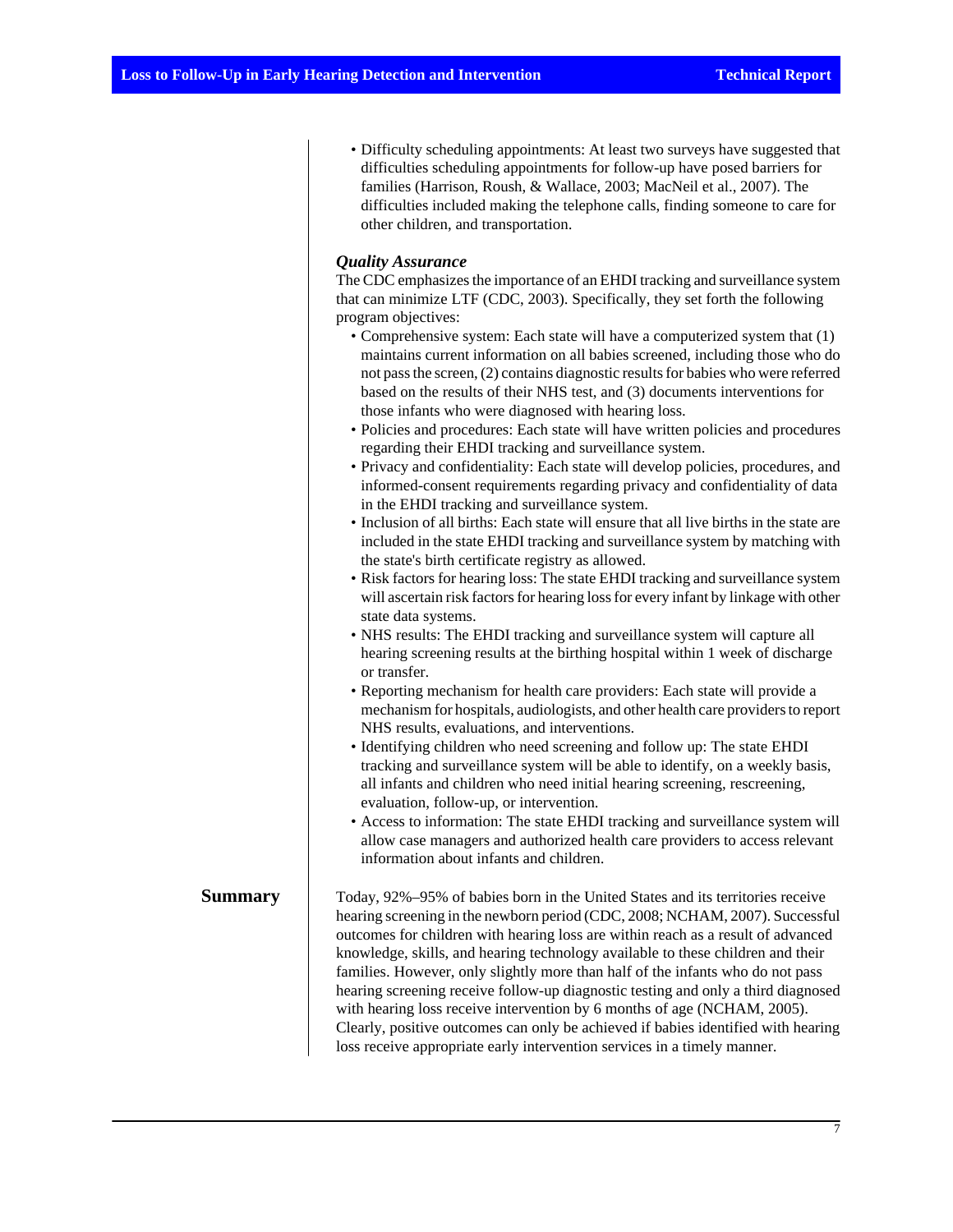- Difficulty scheduling appointments: At least two surveys have suggested that difficulties scheduling appointments for follow-up have posed barriers for families (Harrison, Roush, & Wallace, 2003; MacNeil et al., 2007). The difficulties included making the telephone calls, finding someone to care for other children, and transportation.

### *Quality Assurance*

The CDC emphasizes the importance of an EHDI tracking and surveillance system that can minimize LTF (CDC, 2003). Specifically, they set forth the following program objectives:

- Comprehensive system: Each state will have a computerized system that (1) maintains current information on all babies screened, including those who do not pass the screen, (2) contains diagnostic results for babies who were referred based on the results of their NHS test, and (3) documents interventions for those infants who were diagnosed with hearing loss.
- Policies and procedures: Each state will have written policies and procedures regarding their EHDI tracking and surveillance system.
- Privacy and confidentiality: Each state will develop policies, procedures, and informed-consent requirements regarding privacy and confidentiality of data in the EHDI tracking and surveillance system.
- Inclusion of all births: Each state will ensure that all live births in the state are included in the state EHDI tracking and surveillance system by matching with the state's birth certificate registry as allowed.
- Risk factors for hearing loss: The state EHDI tracking and surveillance system will ascertain risk factors for hearing loss for every infant by linkage with other state data systems.
- NHS results: The EHDI tracking and surveillance system will capture all hearing screening results at the birthing hospital within 1 week of discharge or transfer.
- Reporting mechanism for health care providers: Each state will provide a mechanism for hospitals, audiologists, and other health care providers to report NHS results, evaluations, and interventions.
- Identifying children who need screening and follow up: The state EHDI tracking and surveillance system will be able to identify, on a weekly basis, all infants and children who need initial hearing screening, rescreening, evaluation, follow-up, or intervention.
- Access to information: The state EHDI tracking and surveillance system will allow case managers and authorized health care providers to access relevant information about infants and children.

## Summary

Today, 92%–95% of babies born in the United States and its territories receive hearing screening in the newborn period (CDC, 2008; NCHAM, 2007). Successful outcomes for children with hearing loss are within reach as a result of advanced knowledge, skills, and hearing technology available to these children and their families. However, only slightly more than half of the infants who do not pass hearing screening receive follow-up diagnostic testing and only a third diagnosed with hearing loss receive intervention by 6 months of age (NCHAM, 2005). Clearly, positive outcomes can only be achieved if babies identified with hearing loss receive appropriate early intervention services in a timely manner.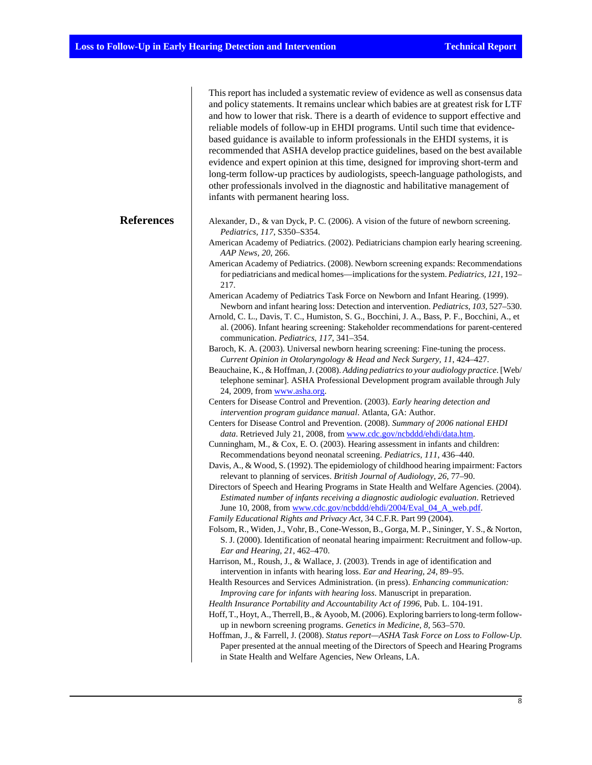This report has included a systematic review of evidence as well as consensus data and policy statements. It remains unclear which babies are at greatest risk for LTF and how to lower that risk. There is a dearth of evidence to support effective and reliable models of follow-up in EHDI programs. Until such time that evidence-based guidance is available to inform professionals in the EHDI systems, it is recommended that ASHA develop practice guidelines, based on the best available evidence and expert opinion at this time, designed for improving short-term and long-term follow-up practices by audiologists, speech-language pathologists, and other professionals involved in the diagnostic and habilitative management of infants with permanent hearing loss.

## References

Alexander, D., & van Dyck, P. C. (2006). A vision of the future of newborn screening. *Pediatrics, 117*, S350–S354.

American Academy of Pediatrics. (2002). Pediatricians champion early hearing screening. *AAP News, 20*, 266.

American Academy of Pediatrics. (2008). Newborn screening expands: Recommendations for pediatricians and medical homes—implications for the system. *Pediatrics, 121*, 192–217.

American Academy of Pediatrics Task Force on Newborn and Infant Hearing. (1999). Newborn and infant hearing loss: Detection and intervention. *Pediatrics, 103*, 527–530.

Arnold, C. L., Davis, T. C., Humiston, S. G., Bocchini, J. A., Bass, P. F., Bocchini, A., et al. (2006). Infant hearing screening: Stakeholder recommendations for parent-centered communication. *Pediatrics, 117*, 341–354.

Baroch, K. A. (2003). Universal newborn hearing screening: Fine-tuning the process. *Current Opinion in Otolaryngology & Head and Neck Surgery, 11*, 424–427.

Beauchaine, K., & Hoffman, J. (2008). *Adding pediatrics to your audiology practice*. [Web/telephone seminar]. ASHA Professional Development program available through July 24, 2009, from www.asha.org.

Centers for Disease Control and Prevention. (2003). *Early hearing detection and intervention program guidance manual*. Atlanta, GA: Author.

Centers for Disease Control and Prevention. (2008). *Summary of 2006 national EHDI data*. Retrieved July 21, 2008, from www.cdc.gov/ncbddd/ehdi/data.htm.

Cunningham, M., & Cox, E. O. (2003). Hearing assessment in infants and children: Recommendations beyond neonatal screening. *Pediatrics, 111*, 436–440.

Davis, A., & Wood, S. (1992). The epidemiology of childhood hearing impairment: Factors relevant to planning of services. *British Journal of Audiology, 26*, 77–90.

Directors of Speech and Hearing Programs in State Health and Welfare Agencies. (2004). *Estimated number of infants receiving a diagnostic audiologic evaluation*. Retrieved June 10, 2008, from www.cdc.gov/ncbddd/ehdi/2004/Eval_04_A_web.pdf.

*Family Educational Rights and Privacy Act*, 34 C.F.R. Part 99 (2004).

Folsom, R., Widen, J., Vohr, B., Cone-Wesson, B., Gorga, M. P., Sininger, Y. S., & Norton, S. J. (2000). Identification of neonatal hearing impairment: Recruitment and follow-up. *Ear and Hearing, 21*, 462–470.

Harrison, M., Roush, J., & Wallace, J. (2003). Trends in age of identification and intervention in infants with hearing loss. *Ear and Hearing, 24*, 89–95.

Health Resources and Services Administration. (in press). *Enhancing communication: Improving care for infants with hearing loss*. Manuscript in preparation.

*Health Insurance Portability and Accountability Act of 1996*, Pub. L. 104-191.

Hoff, T., Hoyt, A., Therrell, B., & Ayoob, M. (2006). Exploring barriers to long-term follow-up in newborn screening programs. *Genetics in Medicine, 8*, 563–570.

Hoffman, J., & Farrell, J. (2008). *Status report—ASHA Task Force on Loss to Follow-Up.* Paper presented at the annual meeting of the Directors of Speech and Hearing Programs in State Health and Welfare Agencies, New Orleans, LA.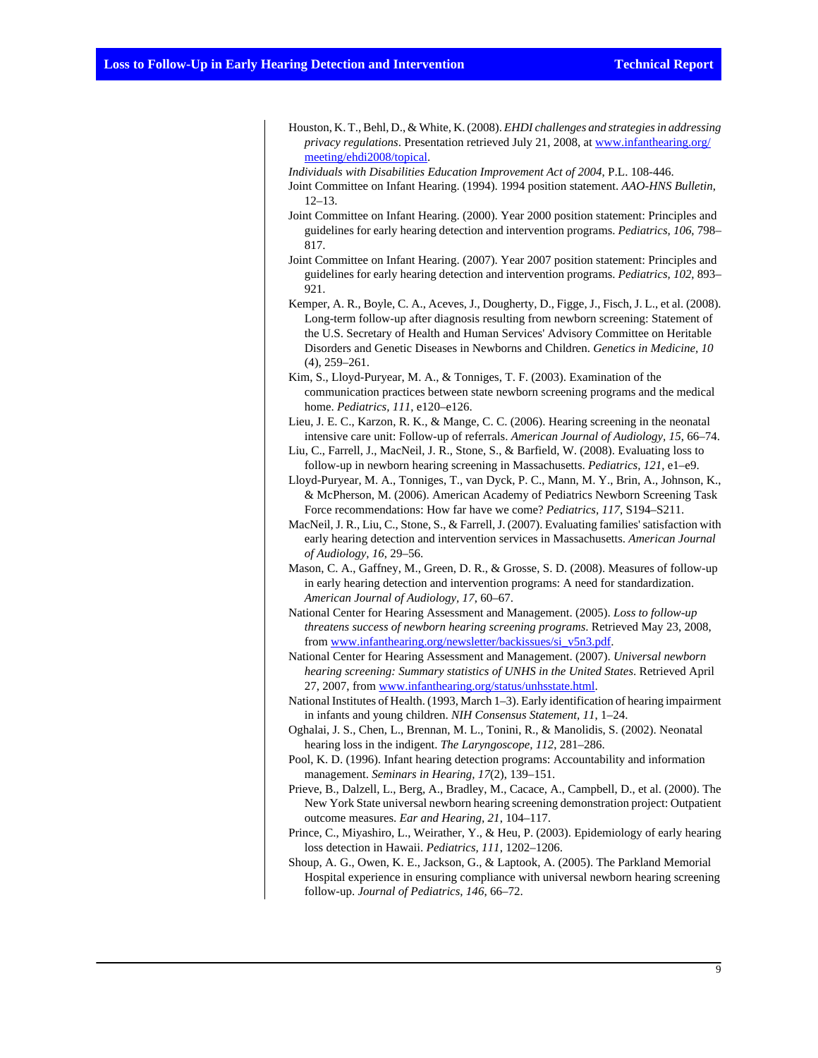Houston, K. T., Behl, D., & White, K. (2008). *EHDI challenges and strategies in addressing privacy regulations*. Presentation retrieved July 21, 2008, at www.infanthearing.org/meeting/ehdi2008/topical.

*Individuals with Disabilities Education Improvement Act of 2004*, P.L. 108-446.

Joint Committee on Infant Hearing. (1994). 1994 position statement. *AAO-HNS Bulletin*, 12–13.

Joint Committee on Infant Hearing. (2000). Year 2000 position statement: Principles and guidelines for early hearing detection and intervention programs. *Pediatrics, 106*, 798–817.

Joint Committee on Infant Hearing. (2007). Year 2007 position statement: Principles and guidelines for early hearing detection and intervention programs. *Pediatrics, 102*, 893–921.

Kemper, A. R., Boyle, C. A., Aceves, J., Dougherty, D., Figge, J., Fisch, J. L., et al. (2008). Long-term follow-up after diagnosis resulting from newborn screening: Statement of the U.S. Secretary of Health and Human Services' Advisory Committee on Heritable Disorders and Genetic Diseases in Newborns and Children. *Genetics in Medicine, 10* (4), 259–261.

Kim, S., Lloyd-Puryear, M. A., & Tonniges, T. F. (2003). Examination of the communication practices between state newborn screening programs and the medical home. *Pediatrics, 111*, e120–e126.

Lieu, J. E. C., Karzon, R. K., & Mange, C. C. (2006). Hearing screening in the neonatal intensive care unit: Follow-up of referrals. *American Journal of Audiology, 15*, 66–74.

Liu, C., Farrell, J., MacNeil, J. R., Stone, S., & Barfield, W. (2008). Evaluating loss to follow-up in newborn hearing screening in Massachusetts. *Pediatrics, 121*, e1–e9.

Lloyd-Puryear, M. A., Tonniges, T., van Dyck, P. C., Mann, M. Y., Brin, A., Johnson, K., & McPherson, M. (2006). American Academy of Pediatrics Newborn Screening Task Force recommendations: How far have we come? *Pediatrics, 117*, S194–S211.

MacNeil, J. R., Liu, C., Stone, S., & Farrell, J. (2007). Evaluating families' satisfaction with early hearing detection and intervention services in Massachusetts. *American Journal of Audiology, 16*, 29–56.

Mason, C. A., Gaffney, M., Green, D. R., & Grosse, S. D. (2008). Measures of follow-up in early hearing detection and intervention programs: A need for standardization. *American Journal of Audiology, 17*, 60–67.

National Center for Hearing Assessment and Management. (2005). *Loss to follow-up threatens success of newborn hearing screening programs.* Retrieved May 23, 2008, from www.infanthearing.org/newsletter/backissues/si_v5n3.pdf.

National Center for Hearing Assessment and Management. (2007). *Universal newborn hearing screening: Summary statistics of UNHS in the United States.* Retrieved April 27, 2007, from www.infanthearing.org/status/unhsstate.html.

National Institutes of Health. (1993, March 1–3). Early identification of hearing impairment in infants and young children. *NIH Consensus Statement, 11*, 1–24.

Oghalai, J. S., Chen, L., Brennan, M. L., Tonini, R., & Manolidis, S. (2002). Neonatal hearing loss in the indigent. *The Laryngoscope, 112*, 281–286.

Pool, K. D. (1996). Infant hearing detection programs: Accountability and information management. *Seminars in Hearing, 17*(2), 139–151.

Prieve, B., Dalzell, L., Berg, A., Bradley, M., Cacace, A., Campbell, D., et al. (2000). The New York State universal newborn hearing screening demonstration project: Outpatient outcome measures. *Ear and Hearing, 21*, 104–117.

Prince, C., Miyashiro, L., Weirather, Y., & Heu, P. (2003). Epidemiology of early hearing loss detection in Hawaii. *Pediatrics, 111*, 1202–1206.

Shoup, A. G., Owen, K. E., Jackson, G., & Laptook, A. (2005). The Parkland Memorial Hospital experience in ensuring compliance with universal newborn hearing screening follow-up. *Journal of Pediatrics, 146*, 66–72.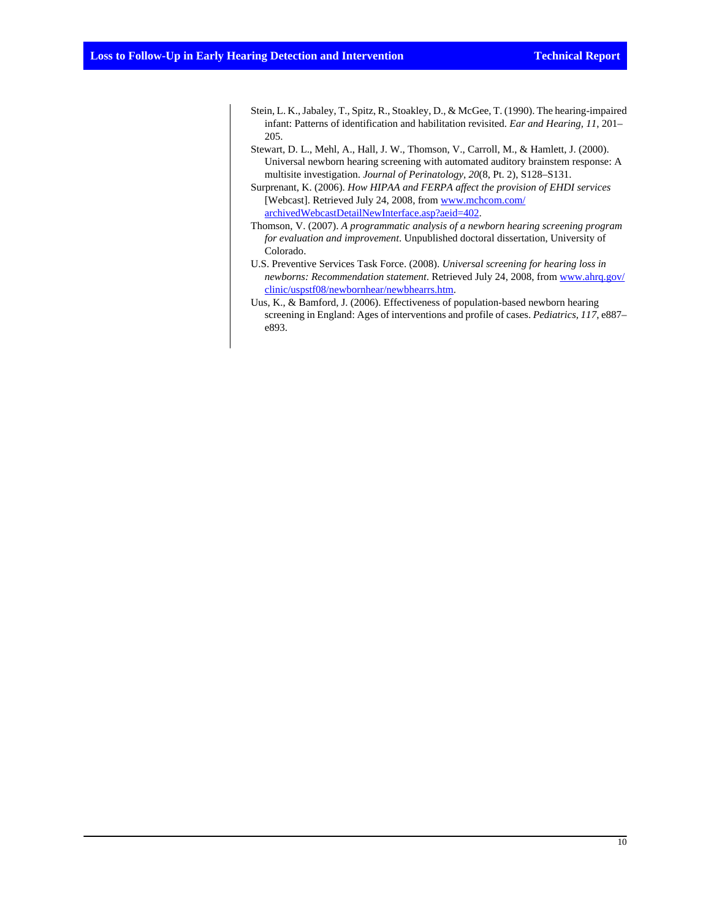Stein, L. K., Jabaley, T., Spitz, R., Stoakley, D., & McGee, T. (1990). The hearing-impaired infant: Patterns of identification and habilitation revisited. *Ear and Hearing, 11*, 201–205.

Stewart, D. L., Mehl, A., Hall, J. W., Thomson, V., Carroll, M., & Hamlett, J. (2000). Universal newborn hearing screening with automated auditory brainstem response: A multisite investigation. *Journal of Perinatology, 20*(8, Pt. 2), S128–S131.

Surprenant, K. (2006). *How HIPAA and FERPA affect the provision of EHDI services* [Webcast]. Retrieved July 24, 2008, from [www.mchcom.com/archivedWebcastDetailNewInterface.asp?aeid=402](www.mchcom.com/archivedWebcastDetailNewInterface.asp?aeid=402).

Thomson, V. (2007). *A programmatic analysis of a newborn hearing screening program for evaluation and improvement*. Unpublished doctoral dissertation, University of Colorado.

U.S. Preventive Services Task Force. (2008). *Universal screening for hearing loss in newborns: Recommendation statement*. Retrieved July 24, 2008, from [www.ahrq.gov/clinic/uspstf08/newbornhear/newbhearrs.htm](www.ahrq.gov/clinic/uspstf08/newbornhear/newbhearrs.htm).

Uus, K., & Bamford, J. (2006). Effectiveness of population-based newborn hearing screening in England: Ages of interventions and profile of cases. *Pediatrics, 117*, e887–e893.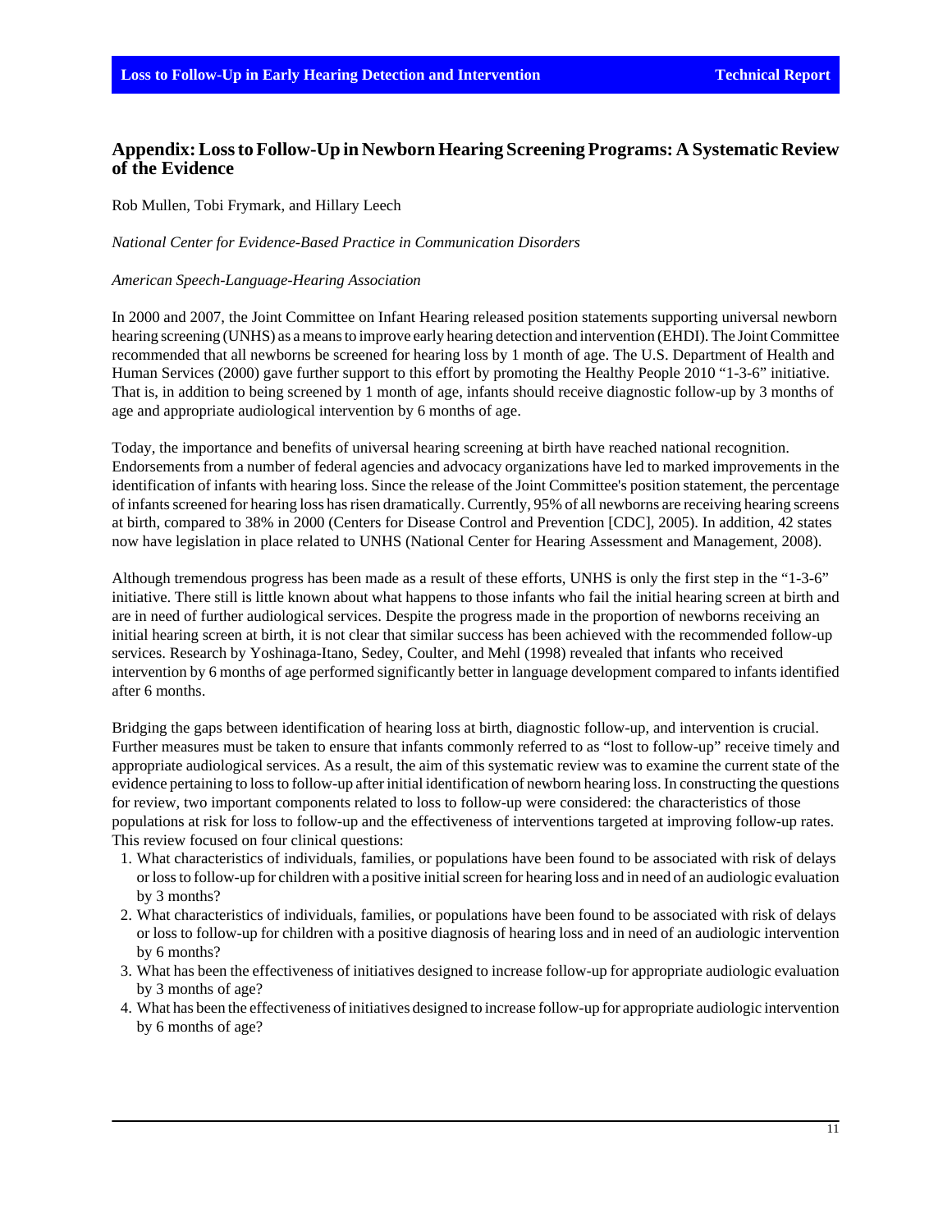## Appendix: Loss to Follow-Up in Newborn Hearing Screening Programs: A Systematic Review of the Evidence

Rob Mullen, Tobi Frymark, and Hillary Leech

*National Center for Evidence-Based Practice in Communication Disorders*

*American Speech-Language-Hearing Association*

In 2000 and 2007, the Joint Committee on Infant Hearing released position statements supporting universal newborn hearing screening (UNHS) as a means to improve early hearing detection and intervention (EHDI). The Joint Committee recommended that all newborns be screened for hearing loss by 1 month of age. The U.S. Department of Health and Human Services (2000) gave further support to this effort by promoting the Healthy People 2010 "1-3-6" initiative. That is, in addition to being screened by 1 month of age, infants should receive diagnostic follow-up by 3 months of age and appropriate audiological intervention by 6 months of age.

Today, the importance and benefits of universal hearing screening at birth have reached national recognition. Endorsements from a number of federal agencies and advocacy organizations have led to marked improvements in the identification of infants with hearing loss. Since the release of the Joint Committee's position statement, the percentage of infants screened for hearing loss has risen dramatically. Currently, 95% of all newborns are receiving hearing screens at birth, compared to 38% in 2000 (Centers for Disease Control and Prevention [CDC], 2005). In addition, 42 states now have legislation in place related to UNHS (National Center for Hearing Assessment and Management, 2008).

Although tremendous progress has been made as a result of these efforts, UNHS is only the first step in the "1-3-6" initiative. There still is little known about what happens to those infants who fail the initial hearing screen at birth and are in need of further audiological services. Despite the progress made in the proportion of newborns receiving an initial hearing screen at birth, it is not clear that similar success has been achieved with the recommended follow-up services. Research by Yoshinaga-Itano, Sedey, Coulter, and Mehl (1998) revealed that infants who received intervention by 6 months of age performed significantly better in language development compared to infants identified after 6 months.

Bridging the gaps between identification of hearing loss at birth, diagnostic follow-up, and intervention is crucial. Further measures must be taken to ensure that infants commonly referred to as "lost to follow-up" receive timely and appropriate audiological services. As a result, the aim of this systematic review was to examine the current state of the evidence pertaining to loss to follow-up after initial identification of newborn hearing loss. In constructing the questions for review, two important components related to loss to follow-up were considered: the characteristics of those populations at risk for loss to follow-up and the effectiveness of interventions targeted at improving follow-up rates. This review focused on four clinical questions:

1. What characteristics of individuals, families, or populations have been found to be associated with risk of delays or loss to follow-up for children with a positive initial screen for hearing loss and in need of an audiologic evaluation by 3 months?
2. What characteristics of individuals, families, or populations have been found to be associated with risk of delays or loss to follow-up for children with a positive diagnosis of hearing loss and in need of an audiologic intervention by 6 months?
3. What has been the effectiveness of initiatives designed to increase follow-up for appropriate audiologic evaluation by 3 months of age?
4. What has been the effectiveness of initiatives designed to increase follow-up for appropriate audiologic intervention by 6 months of age?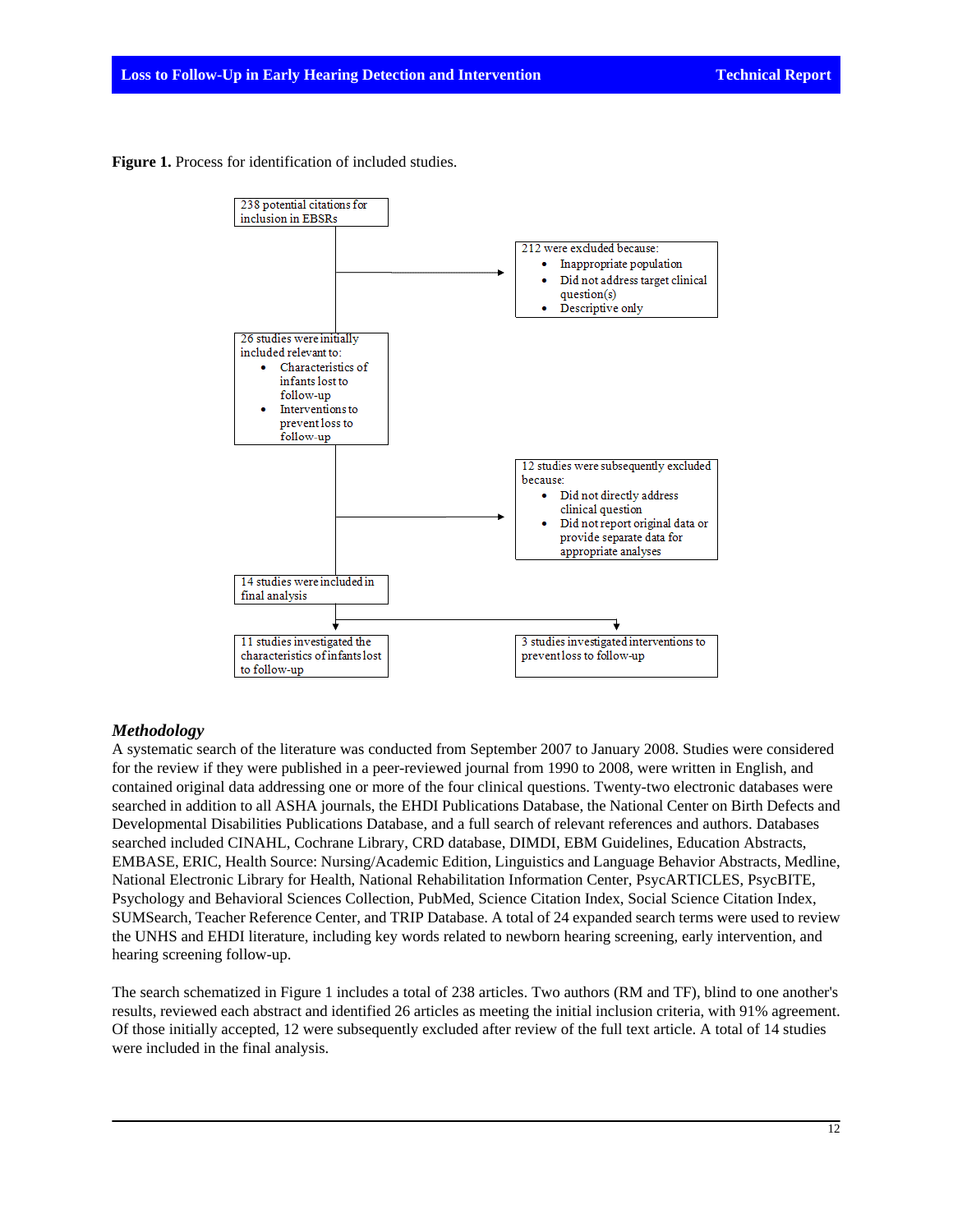**Figure 1.** Process for identification of included studies.

238 potential citations for inclusion in EBSRs

212 were excluded because:
- Inappropriate population
- Did not address target clinical question(s)
- Descriptive only

26 studies were initially included relevant to:
- Characteristics of infants lost to follow-up
- Interventions to prevent loss to follow-up

12 studies were subsequently excluded because:
- Did not directly address clinical question
- Did not report original data or provide separate data for appropriate analyses

14 studies were included in final analysis

11 studies investigated the characteristics of infants lost to follow-up

3 studies investigated interventions to prevent loss to follow-up

### *Methodology*

A systematic search of the literature was conducted from September 2007 to January 2008. Studies were considered for the review if they were published in a peer-reviewed journal from 1990 to 2008, were written in English, and contained original data addressing one or more of the four clinical questions. Twenty-two electronic databases were searched in addition to all ASHA journals, the EHDI Publications Database, the National Center on Birth Defects and Developmental Disabilities Publications Database, and a full search of relevant references and authors. Databases searched included CINAHL, Cochrane Library, CRD database, DIMDI, EBM Guidelines, Education Abstracts, EMBASE, ERIC, Health Source: Nursing/Academic Edition, Linguistics and Language Behavior Abstracts, Medline, National Electronic Library for Health, National Rehabilitation Information Center, PsycARTICLES, PsycBITE, Psychology and Behavioral Sciences Collection, PubMed, Science Citation Index, Social Science Citation Index, SUMSearch, Teacher Reference Center, and TRIP Database. A total of 24 expanded search terms were used to review the UNHS and EHDI literature, including key words related to newborn hearing screening, early intervention, and hearing screening follow-up.

The search schematized in Figure 1 includes a total of 238 articles. Two authors (RM and TF), blind to one another's results, reviewed each abstract and identified 26 articles as meeting the initial inclusion criteria, with 91% agreement. Of those initially accepted, 12 were subsequently excluded after review of the full text article. A total of 14 studies were included in the final analysis.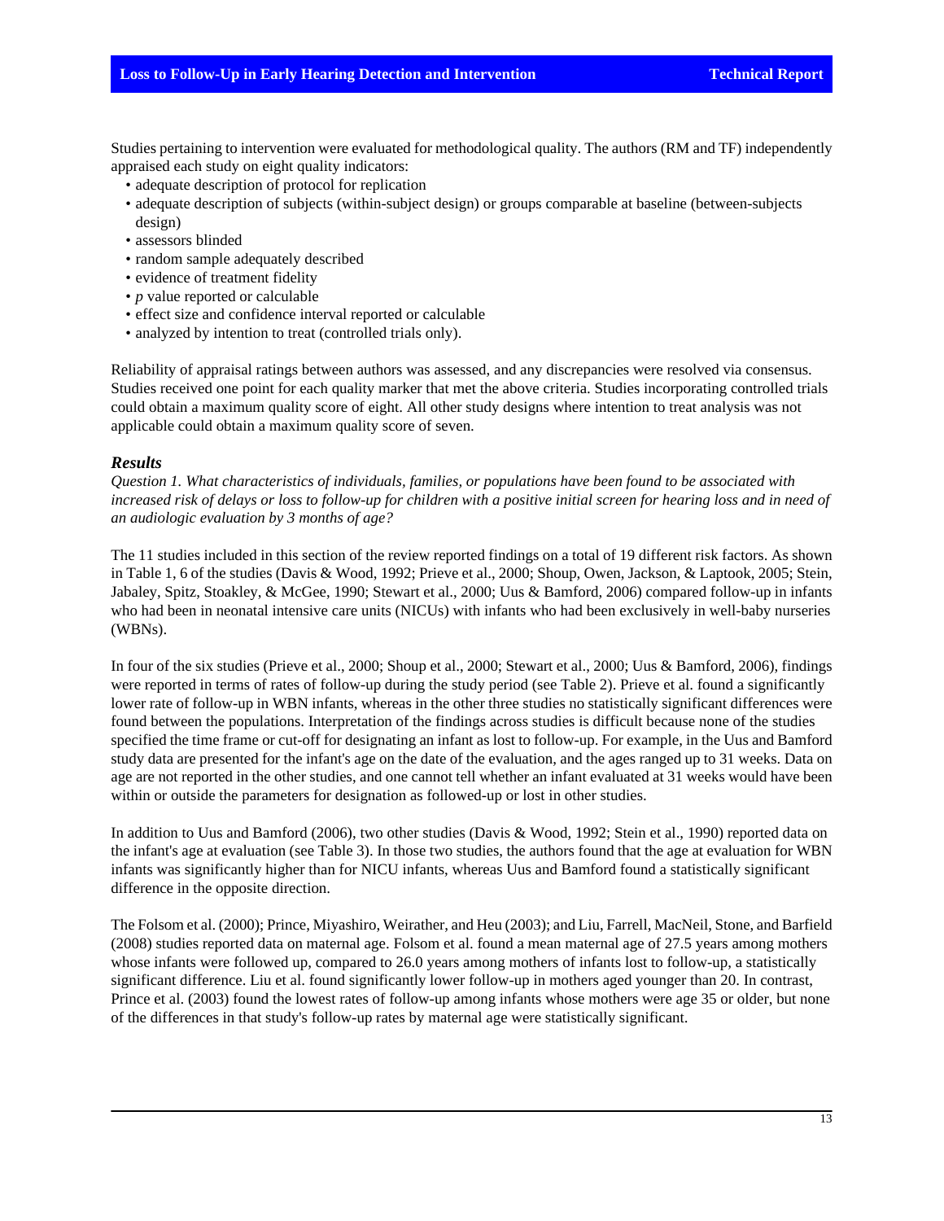Studies pertaining to intervention were evaluated for methodological quality. The authors (RM and TF) independently appraised each study on eight quality indicators:

- adequate description of protocol for replication
- adequate description of subjects (within-subject design) or groups comparable at baseline (between-subjects design)
- assessors blinded
- random sample adequately described
- evidence of treatment fidelity
- *p* value reported or calculable
- effect size and confidence interval reported or calculable
- analyzed by intention to treat (controlled trials only).

Reliability of appraisal ratings between authors was assessed, and any discrepancies were resolved via consensus. Studies received one point for each quality marker that met the above criteria. Studies incorporating controlled trials could obtain a maximum quality score of eight. All other study designs where intention to treat analysis was not applicable could obtain a maximum quality score of seven.

### *Results*

*Question 1. What characteristics of individuals, families, or populations have been found to be associated with increased risk of delays or loss to follow-up for children with a positive initial screen for hearing loss and in need of an audiologic evaluation by 3 months of age?*

The 11 studies included in this section of the review reported findings on a total of 19 different risk factors. As shown in Table 1, 6 of the studies (Davis & Wood, 1992; Prieve et al., 2000; Shoup, Owen, Jackson, & Laptook, 2005; Stein, Jabaley, Spitz, Stoakley, & McGee, 1990; Stewart et al., 2000; Uus & Bamford, 2006) compared follow-up in infants who had been in neonatal intensive care units (NICUs) with infants who had been exclusively in well-baby nurseries (WBNs).

In four of the six studies (Prieve et al., 2000; Shoup et al., 2000; Stewart et al., 2000; Uus & Bamford, 2006), findings were reported in terms of rates of follow-up during the study period (see Table 2). Prieve et al. found a significantly lower rate of follow-up in WBN infants, whereas in the other three studies no statistically significant differences were found between the populations. Interpretation of the findings across studies is difficult because none of the studies specified the time frame or cut-off for designating an infant as lost to follow-up. For example, in the Uus and Bamford study data are presented for the infant's age on the date of the evaluation, and the ages ranged up to 31 weeks. Data on age are not reported in the other studies, and one cannot tell whether an infant evaluated at 31 weeks would have been within or outside the parameters for designation as followed-up or lost in other studies.

In addition to Uus and Bamford (2006), two other studies (Davis & Wood, 1992; Stein et al., 1990) reported data on the infant's age at evaluation (see Table 3). In those two studies, the authors found that the age at evaluation for WBN infants was significantly higher than for NICU infants, whereas Uus and Bamford found a statistically significant difference in the opposite direction.

The Folsom et al. (2000); Prince, Miyashiro, Weirather, and Heu (2003); and Liu, Farrell, MacNeil, Stone, and Barfield (2008) studies reported data on maternal age. Folsom et al. found a mean maternal age of 27.5 years among mothers whose infants were followed up, compared to 26.0 years among mothers of infants lost to follow-up, a statistically significant difference. Liu et al. found significantly lower follow-up in mothers aged younger than 20. In contrast, Prince et al. (2003) found the lowest rates of follow-up among infants whose mothers were age 35 or older, but none of the differences in that study's follow-up rates by maternal age were statistically significant.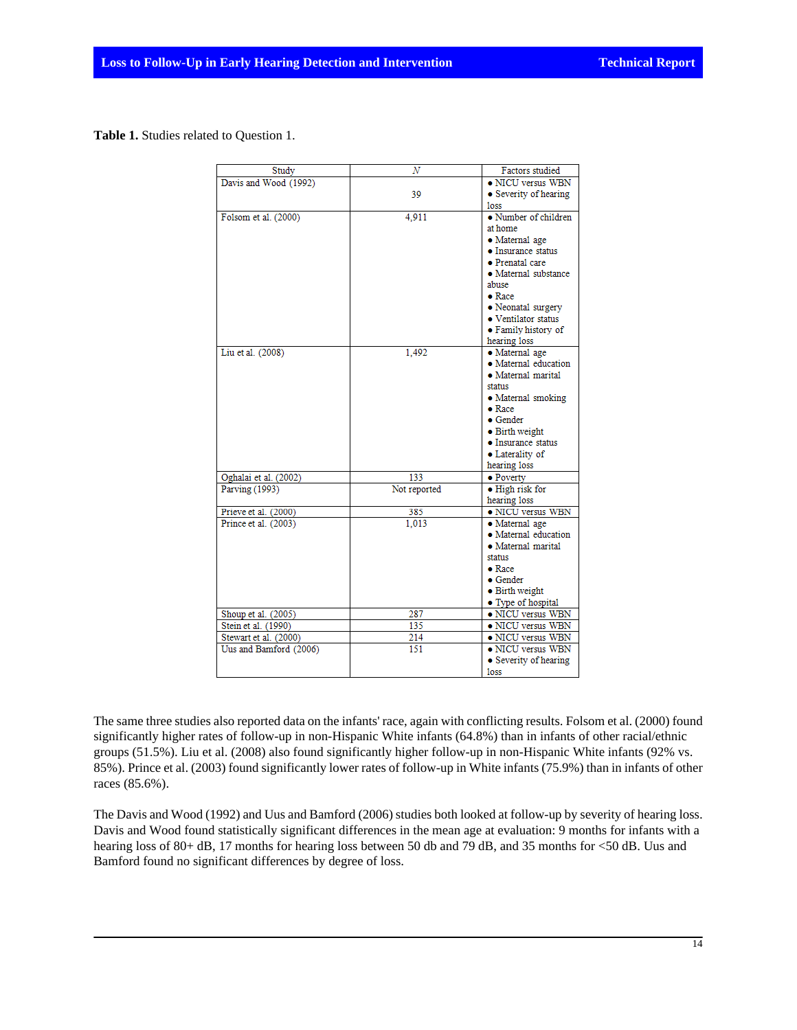**Table 1.** Studies related to Question 1.

| Study | *N* | Factors studied |
| --- | --- | --- |
| Davis and Wood (1992) | 39 | • NICU versus WBN<br>• Severity of hearing loss |
| Folsom et al. (2000) | 4,911 | • Number of children at home<br>• Maternal age<br>• Insurance status<br>• Prenatal care<br>• Maternal substance abuse<br>• Race<br>• Neonatal surgery<br>• Ventilator status<br>• Family history of hearing loss |
| Liu et al. (2008) | 1,492 | • Maternal age<br>• Maternal education<br>• Maternal marital status<br>• Maternal smoking<br>• Race<br>• Gender<br>• Birth weight<br>• Insurance status<br>• Laterality of hearing loss |
| Oghalai et al. (2002) | 133 | • Poverty |
| Parving (1993) | Not reported | • High risk for hearing loss |
| Prieve et al. (2000) | 385 | • NICU versus WBN |
| Prince et al. (2003) | 1,013 | • Maternal age<br>• Maternal education<br>• Maternal marital status<br>• Race<br>• Gender<br>• Birth weight<br>• Type of hospital |
| Shoup et al. (2005) | 287 | • NICU versus WBN |
| Stein et al. (1990) | 135 | • NICU versus WBN |
| Stewart et al. (2000) | 214 | • NICU versus WBN |
| Uus and Bamford (2006) | 151 | • NICU versus WBN<br>• Severity of hearing loss |

The same three studies also reported data on the infants' race, again with conflicting results. Folsom et al. (2000) found significantly higher rates of follow-up in non-Hispanic White infants (64.8%) than in infants of other racial/ethnic groups (51.5%). Liu et al. (2008) also found significantly higher follow-up in non-Hispanic White infants (92% vs. 85%). Prince et al. (2003) found significantly lower rates of follow-up in White infants (75.9%) than in infants of other races (85.6%).

The Davis and Wood (1992) and Uus and Bamford (2006) studies both looked at follow-up by severity of hearing loss. Davis and Wood found statistically significant differences in the mean age at evaluation: 9 months for infants with a hearing loss of 80+ dB, 17 months for hearing loss between 50 db and 79 dB, and 35 months for <50 dB. Uus and Bamford found no significant differences by degree of loss.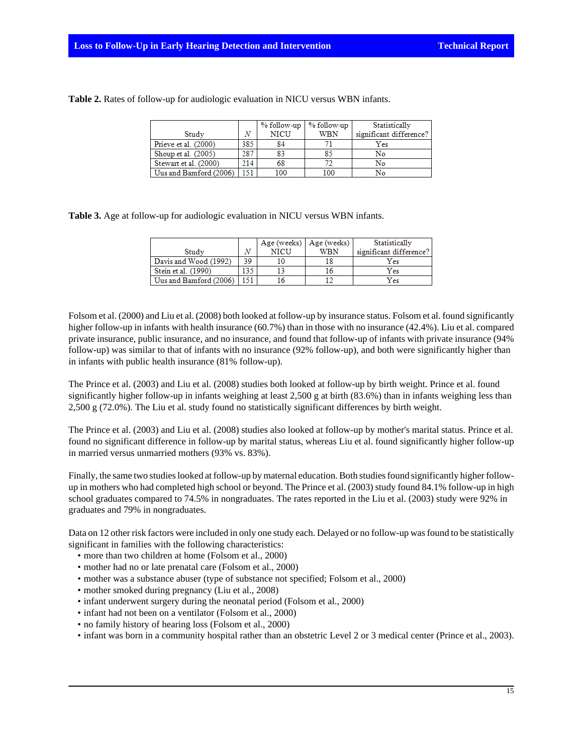**Table 2.** Rates of follow-up for audiologic evaluation in NICU versus WBN infants.

| Study | *N* | % follow-up NICU | % follow-up WBN | Statistically significant difference? |
|---|---|---|---|---|
| Prieve et al. (2000) | 385 | 84 | 71 | Yes |
| Shoup et al. (2005) | 287 | 83 | 85 | No |
| Stewart et al. (2000) | 214 | 68 | 72 | No |
| Uus and Bamford (2006) | 151 | 100 | 100 | No |

**Table 3.** Age at follow-up for audiologic evaluation in NICU versus WBN infants.

| Study | *N* | Age (weeks) NICU | Age (weeks) WBN | Statistically significant difference? |
|---|---|---|---|---|
| Davis and Wood (1992) | 39 | 10 | 18 | Yes |
| Stein et al. (1990) | 135 | 13 | 16 | Yes |
| Uus and Bamford (2006) | 151 | 16 | 12 | Yes |

Folsom et al. (2000) and Liu et al. (2008) both looked at follow-up by insurance status. Folsom et al. found significantly higher follow-up in infants with health insurance (60.7%) than in those with no insurance (42.4%). Liu et al. compared private insurance, public insurance, and no insurance, and found that follow-up of infants with private insurance (94% follow-up) was similar to that of infants with no insurance (92% follow-up), and both were significantly higher than in infants with public health insurance (81% follow-up).

The Prince et al. (2003) and Liu et al. (2008) studies both looked at follow-up by birth weight. Prince et al. found significantly higher follow-up in infants weighing at least 2,500 g at birth (83.6%) than in infants weighing less than 2,500 g (72.0%). The Liu et al. study found no statistically significant differences by birth weight.

The Prince et al. (2003) and Liu et al. (2008) studies also looked at follow-up by mother's marital status. Prince et al. found no significant difference in follow-up by marital status, whereas Liu et al. found significantly higher follow-up in married versus unmarried mothers (93% vs. 83%).

Finally, the same two studies looked at follow-up by maternal education. Both studies found significantly higher follow-up in mothers who had completed high school or beyond. The Prince et al. (2003) study found 84.1% follow-up in high school graduates compared to 74.5% in nongraduates. The rates reported in the Liu et al. (2003) study were 92% in graduates and 79% in nongraduates.

Data on 12 other risk factors were included in only one study each. Delayed or no follow-up was found to be statistically significant in families with the following characteristics:

- more than two children at home (Folsom et al., 2000)
- mother had no or late prenatal care (Folsom et al., 2000)
- mother was a substance abuser (type of substance not specified; Folsom et al., 2000)
- mother smoked during pregnancy (Liu et al., 2008)
- infant underwent surgery during the neonatal period (Folsom et al., 2000)
- infant had not been on a ventilator (Folsom et al., 2000)
- no family history of hearing loss (Folsom et al., 2000)
- infant was born in a community hospital rather than an obstetric Level 2 or 3 medical center (Prince et al., 2003).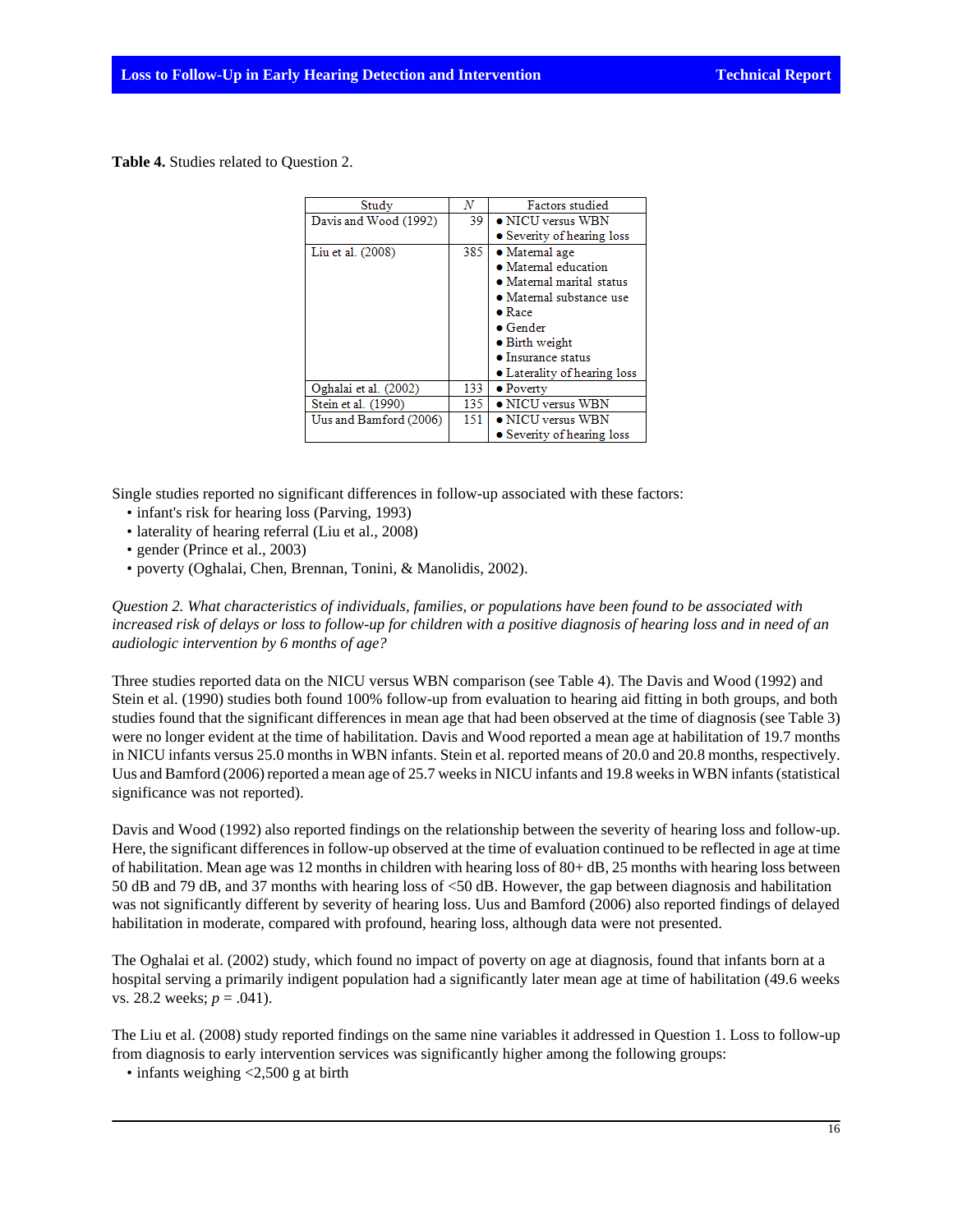**Table 4.** Studies related to Question 2.

| Study | *N* | Factors studied |
|---|---|---|
| Davis and Wood (1992) | 39 | • NICU versus WBN<br>• Severity of hearing loss |
| Liu et al. (2008) | 385 | • Maternal age<br>• Maternal education<br>• Maternal marital status<br>• Maternal substance use<br>• Race<br>• Gender<br>• Birth weight<br>• Insurance status<br>• Laterality of hearing loss |
| Oghalai et al. (2002) | 133 | • Poverty |
| Stein et al. (1990) | 135 | • NICU versus WBN |
| Uus and Bamford (2006) | 151 | • NICU versus WBN<br>• Severity of hearing loss |

Single studies reported no significant differences in follow-up associated with these factors:

- infant's risk for hearing loss (Parving, 1993)
- laterality of hearing referral (Liu et al., 2008)
- gender (Prince et al., 2003)
- poverty (Oghalai, Chen, Brennan, Tonini, & Manolidis, 2002).

*Question 2. What characteristics of individuals, families, or populations have been found to be associated with increased risk of delays or loss to follow-up for children with a positive diagnosis of hearing loss and in need of an audiologic intervention by 6 months of age?*

Three studies reported data on the NICU versus WBN comparison (see Table 4). The Davis and Wood (1992) and Stein et al. (1990) studies both found 100% follow-up from evaluation to hearing aid fitting in both groups, and both studies found that the significant differences in mean age that had been observed at the time of diagnosis (see Table 3) were no longer evident at the time of habilitation. Davis and Wood reported a mean age at habilitation of 19.7 months in NICU infants versus 25.0 months in WBN infants. Stein et al. reported means of 20.0 and 20.8 months, respectively. Uus and Bamford (2006) reported a mean age of 25.7 weeks in NICU infants and 19.8 weeks in WBN infants (statistical significance was not reported).

Davis and Wood (1992) also reported findings on the relationship between the severity of hearing loss and follow-up. Here, the significant differences in follow-up observed at the time of evaluation continued to be reflected in age at time of habilitation. Mean age was 12 months in children with hearing loss of 80+ dB, 25 months with hearing loss between 50 dB and 79 dB, and 37 months with hearing loss of <50 dB. However, the gap between diagnosis and habilitation was not significantly different by severity of hearing loss. Uus and Bamford (2006) also reported findings of delayed habilitation in moderate, compared with profound, hearing loss, although data were not presented.

The Oghalai et al. (2002) study, which found no impact of poverty on age at diagnosis, found that infants born at a hospital serving a primarily indigent population had a significantly later mean age at time of habilitation (49.6 weeks vs. 28.2 weeks; $p = .041$).

The Liu et al. (2008) study reported findings on the same nine variables it addressed in Question 1. Loss to follow-up from diagnosis to early intervention services was significantly higher among the following groups:

- infants weighing <2,500 g at birth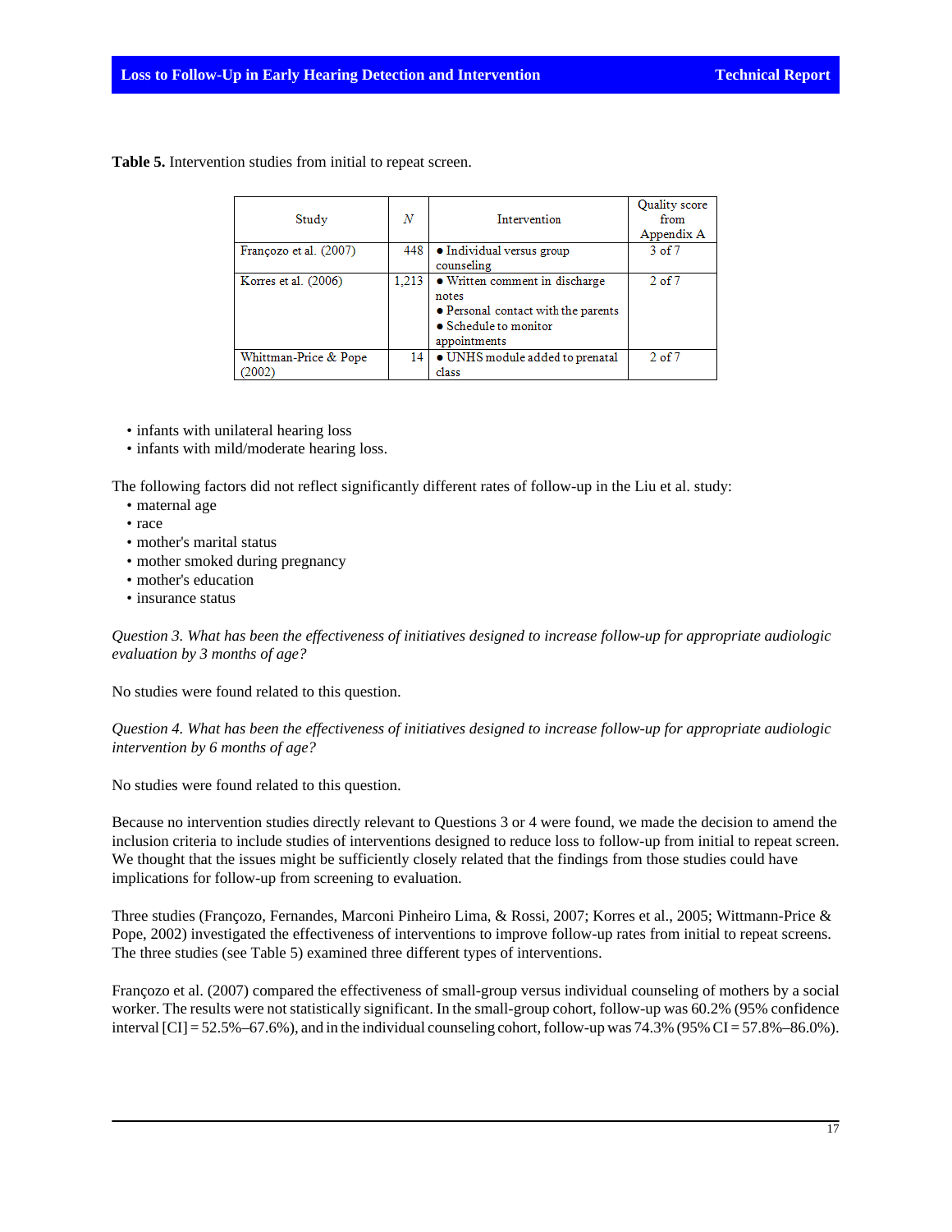**Table 5.** Intervention studies from initial to repeat screen.

| Study | *N* | Intervention | Quality score from Appendix A |
|---|---|---|---|
| Françozo et al. (2007) | 448 | ● Individual versus group counseling | 3 of 7 |
| Korres et al. (2006) | 1,213 | ● Written comment in discharge notes<br>● Personal contact with the parents<br>● Schedule to monitor appointments | 2 of 7 |
| Whittman-Price & Pope (2002) | 14 | ● UNHS module added to prenatal class | 2 of 7 |

- infants with unilateral hearing loss
- infants with mild/moderate hearing loss.

The following factors did not reflect significantly different rates of follow-up in the Liu et al. study:

- maternal age
- race
- mother's marital status
- mother smoked during pregnancy
- mother's education
- insurance status

*Question 3. What has been the effectiveness of initiatives designed to increase follow-up for appropriate audiologic evaluation by 3 months of age?*

No studies were found related to this question.

*Question 4. What has been the effectiveness of initiatives designed to increase follow-up for appropriate audiologic intervention by 6 months of age?*

No studies were found related to this question.

Because no intervention studies directly relevant to Questions 3 or 4 were found, we made the decision to amend the inclusion criteria to include studies of interventions designed to reduce loss to follow-up from initial to repeat screen. We thought that the issues might be sufficiently closely related that the findings from those studies could have implications for follow-up from screening to evaluation.

Three studies (Françozo, Fernandes, Marconi Pinheiro Lima, & Rossi, 2007; Korres et al., 2005; Wittmann-Price & Pope, 2002) investigated the effectiveness of interventions to improve follow-up rates from initial to repeat screens. The three studies (see Table 5) examined three different types of interventions.

Françozo et al. (2007) compared the effectiveness of small-group versus individual counseling of mothers by a social worker. The results were not statistically significant. In the small-group cohort, follow-up was 60.2% (95% confidence interval [CI] = 52.5%–67.6%), and in the individual counseling cohort, follow-up was 74.3% (95% CI = 57.8%–86.0%).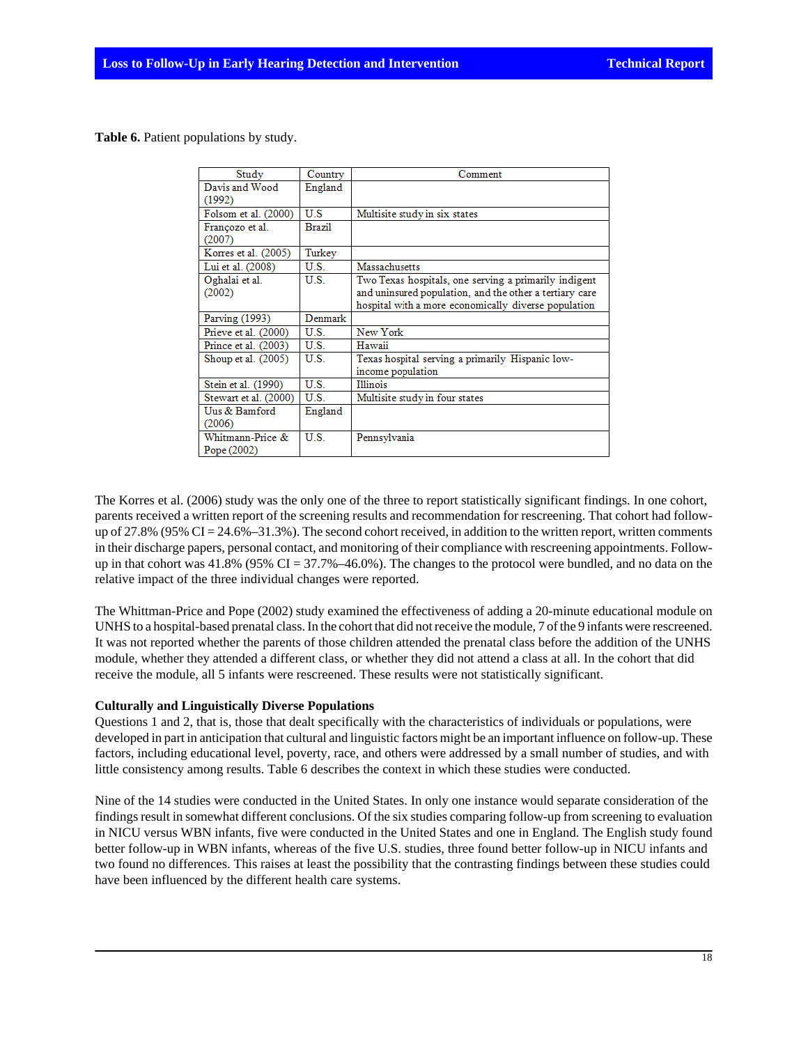**Table 6.** Patient populations by study.

| Study | Country | Comment |
|---|---|---|
| Davis and Wood (1992) | England | |
| Folsom et al. (2000) | U.S | Multisite study in six states |
| Françozo et al. (2007) | Brazil | |
| Korres et al. (2005) | Turkey | |
| Lui et al. (2008) | U.S. | Massachusetts |
| Oghalai et al. (2002) | U.S. | Two Texas hospitals, one serving a primarily indigent and uninsured population, and the other a tertiary care hospital with a more economically diverse population |
| Parving (1993) | Denmark | |
| Prieve et al. (2000) | U.S. | New York |
| Prince et al. (2003) | U.S. | Hawaii |
| Shoup et al. (2005) | U.S. | Texas hospital serving a primarily Hispanic low-income population |
| Stein et al. (1990) | U.S. | Illinois |
| Stewart et al. (2000) | U.S. | Multisite study in four states |
| Uus & Bamford (2006) | England | |
| Whitmann-Price & Pope (2002) | U.S. | Pennsylvania |

The Korres et al. (2006) study was the only one of the three to report statistically significant findings. In one cohort, parents received a written report of the screening results and recommendation for rescreening. That cohort had follow-up of 27.8% (95% CI = 24.6%–31.3%). The second cohort received, in addition to the written report, written comments in their discharge papers, personal contact, and monitoring of their compliance with rescreening appointments. Follow-up in that cohort was 41.8% (95% CI = 37.7%–46.0%). The changes to the protocol were bundled, and no data on the relative impact of the three individual changes were reported.

The Whittman-Price and Pope (2002) study examined the effectiveness of adding a 20-minute educational module on UNHS to a hospital-based prenatal class. In the cohort that did not receive the module, 7 of the 9 infants were rescreened. It was not reported whether the parents of those children attended the prenatal class before the addition of the UNHS module, whether they attended a different class, or whether they did not attend a class at all. In the cohort that did receive the module, all 5 infants were rescreened. These results were not statistically significant.

### Culturally and Linguistically Diverse Populations

Questions 1 and 2, that is, those that dealt specifically with the characteristics of individuals or populations, were developed in part in anticipation that cultural and linguistic factors might be an important influence on follow-up. These factors, including educational level, poverty, race, and others were addressed by a small number of studies, and with little consistency among results. Table 6 describes the context in which these studies were conducted.

Nine of the 14 studies were conducted in the United States. In only one instance would separate consideration of the findings result in somewhat different conclusions. Of the six studies comparing follow-up from screening to evaluation in NICU versus WBN infants, five were conducted in the United States and one in England. The English study found better follow-up in WBN infants, whereas of the five U.S. studies, three found better follow-up in NICU infants and two found no differences. This raises at least the possibility that the contrasting findings between these studies could have been influenced by the different health care systems.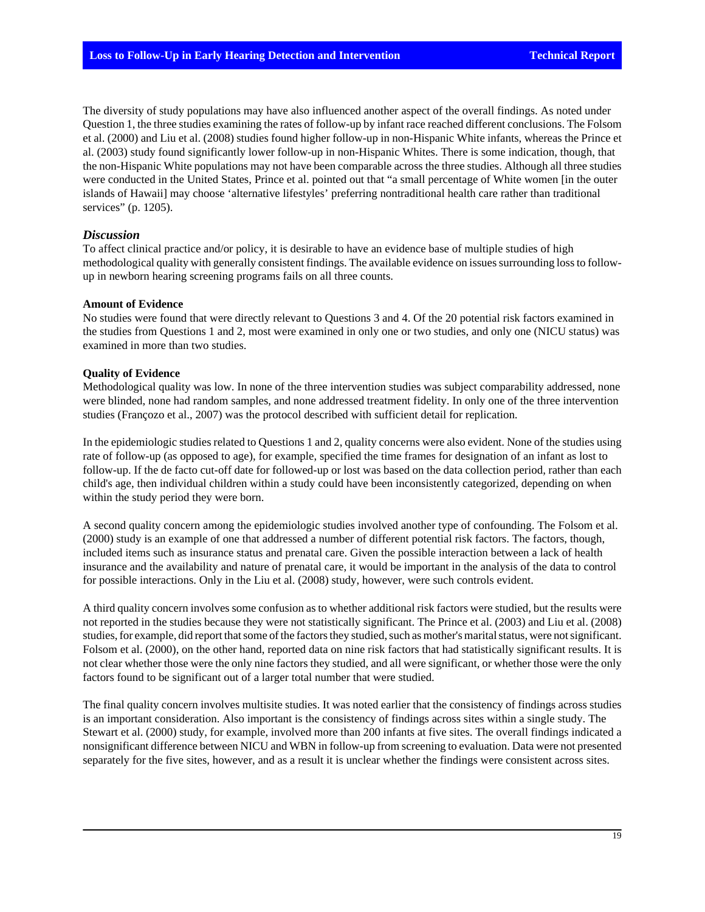The diversity of study populations may have also influenced another aspect of the overall findings. As noted under Question 1, the three studies examining the rates of follow-up by infant race reached different conclusions. The Folsom et al. (2000) and Liu et al. (2008) studies found higher follow-up in non-Hispanic White infants, whereas the Prince et al. (2003) study found significantly lower follow-up in non-Hispanic Whites. There is some indication, though, that the non-Hispanic White populations may not have been comparable across the three studies. Although all three studies were conducted in the United States, Prince et al. pointed out that "a small percentage of White women [in the outer islands of Hawaii] may choose 'alternative lifestyles' preferring nontraditional health care rather than traditional services" (p. 1205).

### *Discussion*

To affect clinical practice and/or policy, it is desirable to have an evidence base of multiple studies of high methodological quality with generally consistent findings. The available evidence on issues surrounding loss to follow-up in newborn hearing screening programs fails on all three counts.

#### Amount of Evidence

No studies were found that were directly relevant to Questions 3 and 4. Of the 20 potential risk factors examined in the studies from Questions 1 and 2, most were examined in only one or two studies, and only one (NICU status) was examined in more than two studies.

#### Quality of Evidence

Methodological quality was low. In none of the three intervention studies was subject comparability addressed, none were blinded, none had random samples, and none addressed treatment fidelity. In only one of the three intervention studies (Françozo et al., 2007) was the protocol described with sufficient detail for replication.

In the epidemiologic studies related to Questions 1 and 2, quality concerns were also evident. None of the studies using rate of follow-up (as opposed to age), for example, specified the time frames for designation of an infant as lost to follow-up. If the de facto cut-off date for followed-up or lost was based on the data collection period, rather than each child's age, then individual children within a study could have been inconsistently categorized, depending on when within the study period they were born.

A second quality concern among the epidemiologic studies involved another type of confounding. The Folsom et al. (2000) study is an example of one that addressed a number of different potential risk factors. The factors, though, included items such as insurance status and prenatal care. Given the possible interaction between a lack of health insurance and the availability and nature of prenatal care, it would be important in the analysis of the data to control for possible interactions. Only in the Liu et al. (2008) study, however, were such controls evident.

A third quality concern involves some confusion as to whether additional risk factors were studied, but the results were not reported in the studies because they were not statistically significant. The Prince et al. (2003) and Liu et al. (2008) studies, for example, did report that some of the factors they studied, such as mother's marital status, were not significant. Folsom et al. (2000), on the other hand, reported data on nine risk factors that had statistically significant results. It is not clear whether those were the only nine factors they studied, and all were significant, or whether those were the only factors found to be significant out of a larger total number that were studied.

The final quality concern involves multisite studies. It was noted earlier that the consistency of findings across studies is an important consideration. Also important is the consistency of findings across sites within a single study. The Stewart et al. (2000) study, for example, involved more than 200 infants at five sites. The overall findings indicated a nonsignificant difference between NICU and WBN in follow-up from screening to evaluation. Data were not presented separately for the five sites, however, and as a result it is unclear whether the findings were consistent across sites.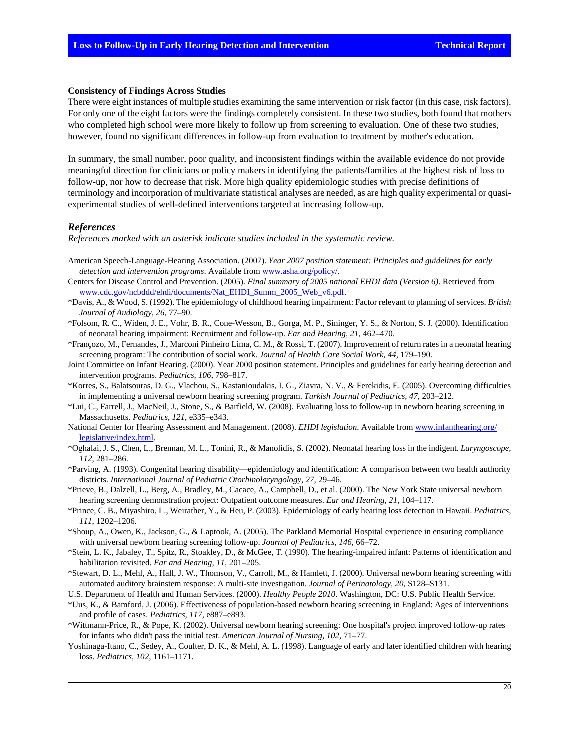**Consistency of Findings Across Studies**

There were eight instances of multiple studies examining the same intervention or risk factor (in this case, risk factors). For only one of the eight factors were the findings completely consistent. In these two studies, both found that mothers who completed high school were more likely to follow up from screening to evaluation. One of these two studies, however, found no significant differences in follow-up from evaluation to treatment by mother's education.

In summary, the small number, poor quality, and inconsistent findings within the available evidence do not provide meaningful direction for clinicians or policy makers in identifying the patients/families at the highest risk of loss to follow-up, nor how to decrease that risk. More high quality epidemiologic studies with precise definitions of terminology and incorporation of multivariate statistical analyses are needed, as are high quality experimental or quasi-experimental studies of well-defined interventions targeted at increasing follow-up.

## *References*

*References marked with an asterisk indicate studies included in the systematic review.*

American Speech-Language-Hearing Association. (2007). *Year 2007 position statement: Principles and guidelines for early detection and intervention programs*. Available from www.asha.org/policy/.

Centers for Disease Control and Prevention. (2005). *Final summary of 2005 national EHDI data (Version 6)*. Retrieved from www.cdc.gov/ncbddd/ehdi/documents/Nat_EHDI_Summ_2005_Web_v6.pdf.

*Davis, A., & Wood, S. (1992). The epidemiology of childhood hearing impairment: Factor relevant to planning of services. *British Journal of Audiology, 26*, 77–90.

*Folsom, R. C., Widen, J. E., Vohr, B. R., Cone-Wesson, B., Gorga, M. P., Sininger, Y. S., & Norton, S. J. (2000). Identification of neonatal hearing impairment: Recruitment and follow-up. *Ear and Hearing, 21*, 462–470.

*Françozo, M., Fernandes, J., Marconi Pinheiro Lima, C. M., & Rossi, T. (2007). Improvement of return rates in a neonatal hearing screening program: The contribution of social work. *Journal of Health Care Social Work, 44*, 179–190.

Joint Committee on Infant Hearing. (2000). Year 2000 position statement. Principles and guidelines for early hearing detection and intervention programs. *Pediatrics, 106*, 798–817.

*Korres, S., Balatsouras, D. G., Vlachou, S., Kastanioudakis, I. G., Ziavra, N. V., & Ferekidis, E. (2005). Overcoming difficulties in implementing a universal newborn hearing screening program. *Turkish Journal of Pediatrics, 47*, 203–212.

*Lui, C., Farrell, J., MacNeil, J., Stone, S., & Barfield, W. (2008). Evaluating loss to follow-up in newborn hearing screening in Massachusetts. *Pediatrics, 121*, e335–e343.

National Center for Hearing Assessment and Management. (2008). *EHDI legislation*. Available from www.infanthearing.org/legislative/index.html.

*Oghalai, J. S., Chen, L., Brennan, M. L., Tonini, R., & Manolidis, S. (2002). Neonatal hearing loss in the indigent. *Laryngoscope, 112*, 281–286.

*Parving, A. (1993). Congenital hearing disability—epidemiology and identification: A comparison between two health authority districts. *International Journal of Pediatric Otorhinolaryngology, 27*, 29–46.

*Prieve, B., Dalzell, L., Berg, A., Bradley, M., Cacace, A., Campbell, D., et al. (2000). The New York State universal newborn hearing screening demonstration project: Outpatient outcome measures. *Ear and Hearing, 21*, 104–117.

*Prince, C. B., Miyashiro, L., Weirather, Y., & Heu, P. (2003). Epidemiology of early hearing loss detection in Hawaii. *Pediatrics, 111*, 1202–1206.

*Shoup, A., Owen, K., Jackson, G., & Laptook, A. (2005). The Parkland Memorial Hospital experience in ensuring compliance with universal newborn hearing screening follow-up. *Journal of Pediatrics, 146*, 66–72.

*Stein, L. K., Jabaley, T., Spitz, R., Stoakley, D., & McGee, T. (1990). The hearing-impaired infant: Patterns of identification and habilitation revisited. *Ear and Hearing, 11*, 201–205.

*Stewart, D. L., Mehl, A., Hall, J. W., Thomson, V., Carroll, M., & Hamlett, J. (2000). Universal newborn hearing screening with automated auditory brainstem response: A multi-site investigation. *Journal of Perinatology, 20*, S128–S131.

U.S. Department of Health and Human Services. (2000). *Healthy People 2010*. Washington, DC: U.S. Public Health Service.

*Uus, K., & Bamford, J. (2006). Effectiveness of population-based newborn hearing screening in England: Ages of interventions and profile of cases. *Pediatrics, 117*, e887–e893.

*Wittmann-Price, R., & Pope, K. (2002). Universal newborn hearing screening: One hospital's project improved follow-up rates for infants who didn't pass the initial test. *American Journal of Nursing, 102*, 71–77.

Yoshinaga-Itano, C., Sedey, A., Coulter, D. K., & Mehl, A. L. (1998). Language of early and later identified children with hearing loss. *Pediatrics, 102*, 1161–1171.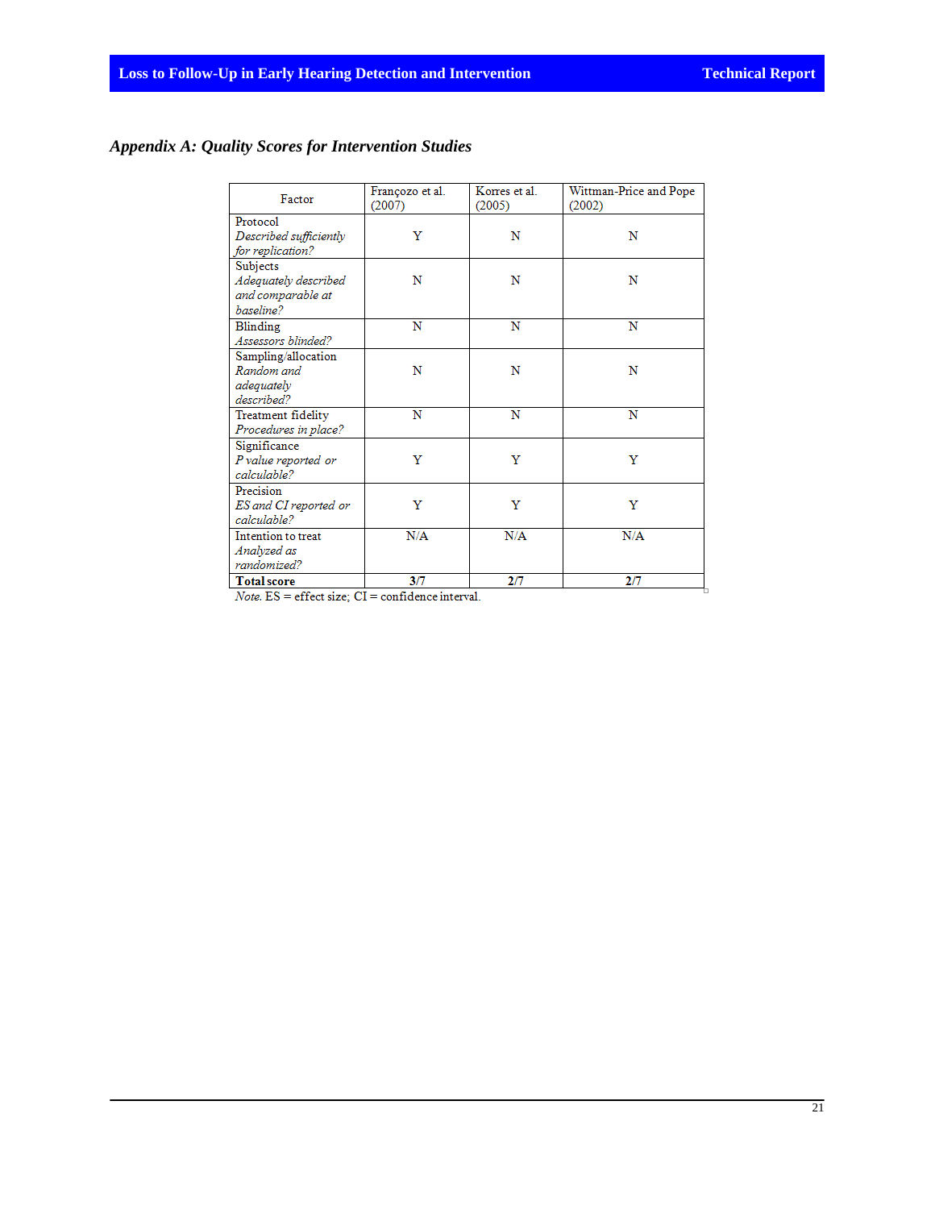## *Appendix A: Quality Scores for Intervention Studies*

| Factor | Françozo et al. (2007) | Korres et al. (2005) | Wittman-Price and Pope (2002) |
|---|---|---|---|
| Protocol *Described sufficiently for replication?* | Y | N | N |
| Subjects *Adequately described and comparable at baseline?* | N | N | N |
| Blinding *Assessors blinded?* | N | N | N |
| Sampling/allocation *Random and adequately described?* | N | N | N |
| Treatment fidelity *Procedures in place?* | N | N | N |
| Significance *P value reported or calculable?* | Y | Y | Y |
| Precision *ES and CI reported or calculable?* | Y | Y | Y |
| Intention to treat *Analyzed as randomized?* | N/A | N/A | N/A |
| **Total score** | **3/7** | **2/7** | **2/7** |

*Note.* ES = effect size; CI = confidence interval.